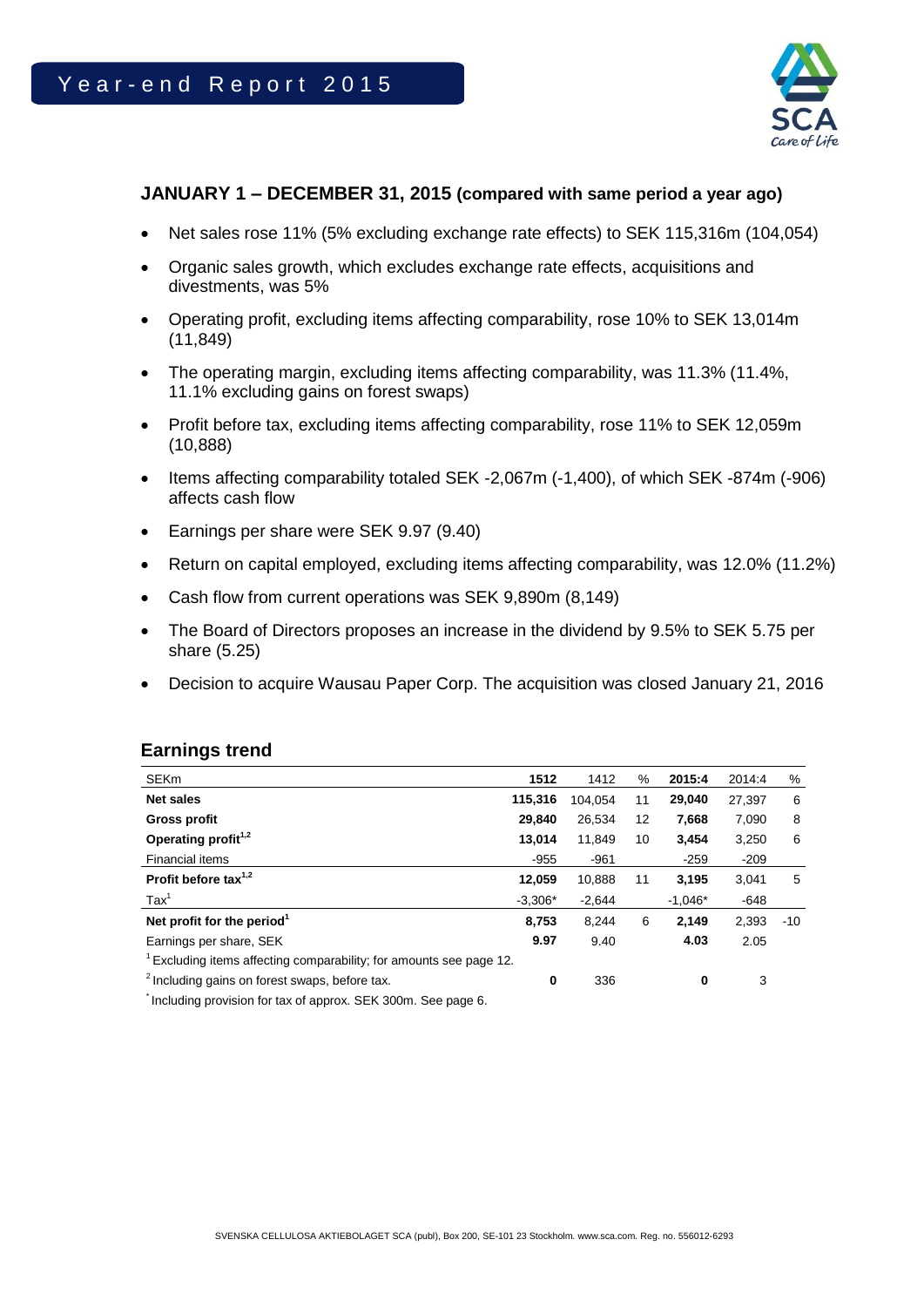# Year-end Report 2015

## JANUARY 1 – DECEMBER 31, 2015 (compared with same period a year ago)

- Net sales rose 11% (5% excluding exchange rate effects) to SEK 115,316m (104,054)
- Organic sales growth, which excludes exchange rate effects, acquisitions and divestments, was 5%
- Operating profit, excluding items affecting comparability, rose 10% to SEK 13,014m (11,849)
- The operating margin, excluding items affecting comparability, was 11.3% (11.4%, 11.1% excluding gains on forest swaps)
- Profit before tax, excluding items affecting comparability, rose 11% to SEK 12,059m (10,888)
- Items affecting comparability totaled SEK -2,067m (-1,400), of which SEK -874m (-906) affects cash flow
- Earnings per share were SEK 9.97 (9.40)
- Return on capital employed, excluding items affecting comparability, was 12.0% (11.2%)
- Cash flow from current operations was SEK 9,890m (8,149)
- The Board of Directors proposes an increase in the dividend by 9.5% to SEK 5.75 per share (5.25)
- Decision to acquire Wausau Paper Corp. The acquisition was closed January 21, 2016

## Earnings trend

| SEKm | 1512 | 1412 | % | 2015:4 | 2014:4 | % |
|---|---|---|---|---|---|---|
| **Net sales** | **115,316** | 104,054 | 11 | **29,040** | 27,397 | 6 |
| **Gross profit** | **29,840** | 26,534 | 12 | **7,668** | 7,090 | 8 |
| **Operating profit[1,2]** | **13,014** | 11,849 | 10 | **3,454** | 3,250 | 6 |
| Financial items | -955 | -961 | | -259 | -209 | |
| **Profit before tax[1,2]** | **12,059** | 10,888 | 11 | **3,195** | 3,041 | 5 |
| Tax[1] | -3,306* | -2,644 | | -1,046* | -648 | |
| **Net profit for the period[1]** | **8,753** | 8,244 | 6 | **2,149** | 2,393 | -10 |
| Earnings per share, SEK | **9.97** | 9.40 | | **4.03** | 2.05 | |
| [1] Excluding items affecting comparability; for amounts see page 12. | | | | | | |
| [2] Including gains on forest swaps, before tax. | **0** | 336 | | **0** | 3 | |

* Including provision for tax of approx. SEK 300m. See page 6.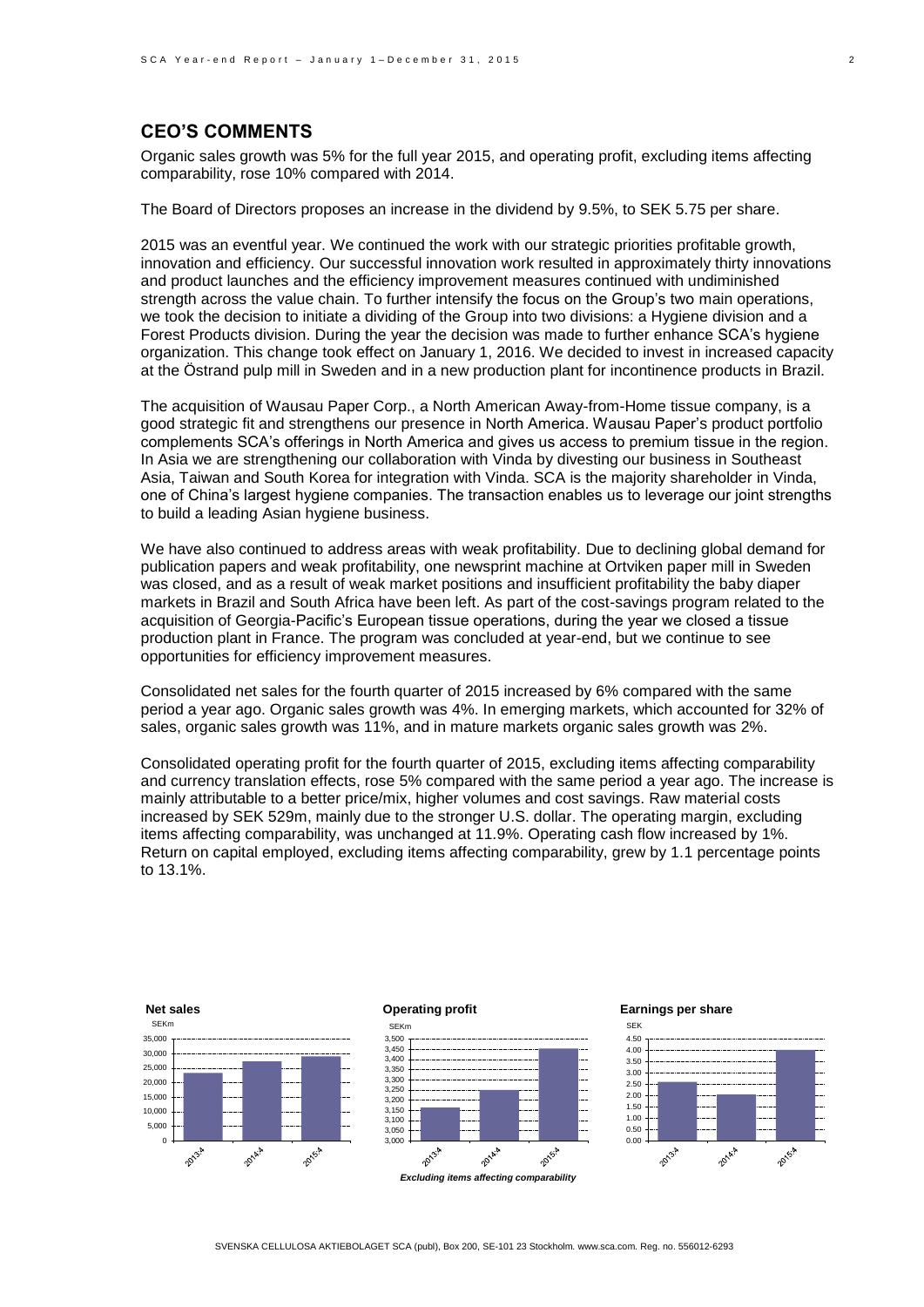## CEO'S COMMENTS

Organic sales growth was 5% for the full year 2015, and operating profit, excluding items affecting comparability, rose 10% compared with 2014.

The Board of Directors proposes an increase in the dividend by 9.5%, to SEK 5.75 per share.

2015 was an eventful year. We continued the work with our strategic priorities profitable growth, innovation and efficiency. Our successful innovation work resulted in approximately thirty innovations and product launches and the efficiency improvement measures continued with undiminished strength across the value chain. To further intensify the focus on the Group's two main operations, we took the decision to initiate a dividing of the Group into two divisions: a Hygiene division and a Forest Products division. During the year the decision was made to further enhance SCA's hygiene organization. This change took effect on January 1, 2016. We decided to invest in increased capacity at the Östrand pulp mill in Sweden and in a new production plant for incontinence products in Brazil.

The acquisition of Wausau Paper Corp., a North American Away-from-Home tissue company, is a good strategic fit and strengthens our presence in North America. Wausau Paper's product portfolio complements SCA's offerings in North America and gives us access to premium tissue in the region. In Asia we are strengthening our collaboration with Vinda by divesting our business in Southeast Asia, Taiwan and South Korea for integration with Vinda. SCA is the majority shareholder in Vinda, one of China's largest hygiene companies. The transaction enables us to leverage our joint strengths to build a leading Asian hygiene business.

We have also continued to address areas with weak profitability. Due to declining global demand for publication papers and weak profitability, one newsprint machine at Ortviken paper mill in Sweden was closed, and as a result of weak market positions and insufficient profitability the baby diaper markets in Brazil and South Africa have been left. As part of the cost-savings program related to the acquisition of Georgia-Pacific's European tissue operations, during the year we closed a tissue production plant in France. The program was concluded at year-end, but we continue to see opportunities for efficiency improvement measures.

Consolidated net sales for the fourth quarter of 2015 increased by 6% compared with the same period a year ago. Organic sales growth was 4%. In emerging markets, which accounted for 32% of sales, organic sales growth was 11%, and in mature markets organic sales growth was 2%.

Consolidated operating profit for the fourth quarter of 2015, excluding items affecting comparability and currency translation effects, rose 5% compared with the same period a year ago. The increase is mainly attributable to a better price/mix, higher volumes and cost savings. Raw material costs increased by SEK 529m, mainly due to the stronger U.S. dollar. The operating margin, excluding items affecting comparability, was unchanged at 11.9%. Operating cash flow increased by 1%. Return on capital employed, excluding items affecting comparability, grew by 1.1 percentage points to 13.1%.

**Net sales** (SEKm) — 2013:4, 2014:4, 2015:4

**Operating profit** (SEKm) — 2013:4, 2014:4, 2015:4

*Excluding items affecting comparability*

**Earnings per share** (SEK) — 2013:4, 2014:4, 2015:4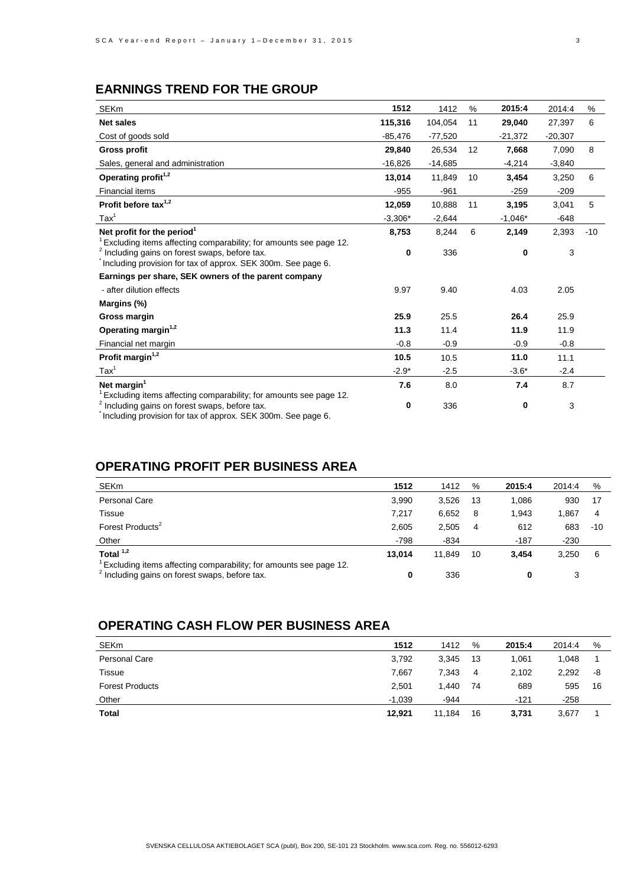## EARNINGS TREND FOR THE GROUP

| SEKm | 1512 | 1412 | % | 2015:4 | 2014:4 | % |
|---|---|---|---|---|---|---|
| **Net sales** | **115,316** | 104,054 | 11 | **29,040** | 27,397 | 6 |
| Cost of goods sold | -85,476 | -77,520 | | -21,372 | -20,307 | |
| **Gross profit** | **29,840** | 26,534 | 12 | **7,668** | 7,090 | 8 |
| Sales, general and administration | -16,826 | -14,685 | | -4,214 | -3,840 | |
| **Operating profit[1,2]** | **13,014** | 11,849 | 10 | **3,454** | 3,250 | 6 |
| Financial items | -955 | -961 | | -259 | -209 | |
| **Profit before tax[1,2]** | **12,059** | 10,888 | 11 | **3,195** | 3,041 | 5 |
| Tax[1] | -3,306* | -2,644 | | -1,046* | -648 | |
| **Net profit for the period[1]** | **8,753** | 8,244 | 6 | **2,149** | 2,393 | -10 |
| [1] Excluding items affecting comparability; for amounts see page 12. | | | | | | |
| [2] Including gains on forest swaps, before tax. | **0** | 336 | | **0** | 3 | |
| * Including provision for tax of approx. SEK 300m. See page 6. | | | | | | |
| **Earnings per share, SEK owners of the parent company** | | | | | | |
| - after dilution effects | 9.97 | 9.40 | | 4.03 | 2.05 | |
| **Margins (%)** | | | | | | |
| **Gross margin** | **25.9** | 25.5 | | **26.4** | 25.9 | |
| **Operating margin[1,2]** | **11.3** | 11.4 | | **11.9** | 11.9 | |
| Financial net margin | -0.8 | -0.9 | | -0.9 | -0.8 | |
| **Profit margin[1,2]** | **10.5** | 10.5 | | **11.0** | 11.1 | |
| Tax[1] | -2.9* | -2.5 | | -3.6* | -2.4 | |
| **Net margin[1]** | **7.6** | 8.0 | | **7.4** | 8.7 | |
| [1] Excluding items affecting comparability; for amounts see page 12. | | | | | | |
| [2] Including gains on forest swaps, before tax. | **0** | 336 | | **0** | 3 | |
| * Including provision for tax of approx. SEK 300m. See page 6. | | | | | | |

## OPERATING PROFIT PER BUSINESS AREA

| SEKm | 1512 | 1412 | % | 2015:4 | 2014:4 | % |
|---|---|---|---|---|---|---|
| Personal Care | 3,990 | 3,526 | 13 | 1,086 | 930 | 17 |
| Tissue | 7,217 | 6,652 | 8 | 1,943 | 1,867 | 4 |
| Forest Products[2] | 2,605 | 2,505 | 4 | 612 | 683 | -10 |
| Other | -798 | -834 | | -187 | -230 | |
| **Total [1,2]** | **13,014** | 11,849 | 10 | **3,454** | 3,250 | 6 |
| [1] Excluding items affecting comparability; for amounts see page 12. | | | | | | |
| [2] Including gains on forest swaps, before tax. | **0** | 336 | | **0** | 3 | |

## OPERATING CASH FLOW PER BUSINESS AREA

| SEKm | 1512 | 1412 | % | 2015:4 | 2014:4 | % |
|---|---|---|---|---|---|---|
| Personal Care | 3,792 | 3,345 | 13 | 1,061 | 1,048 | 1 |
| Tissue | 7,667 | 7,343 | 4 | 2,102 | 2,292 | -8 |
| Forest Products | 2,501 | 1,440 | 74 | 689 | 595 | 16 |
| Other | -1,039 | -944 | | -121 | -258 | |
| **Total** | **12,921** | 11,184 | 16 | **3,731** | 3,677 | 1 |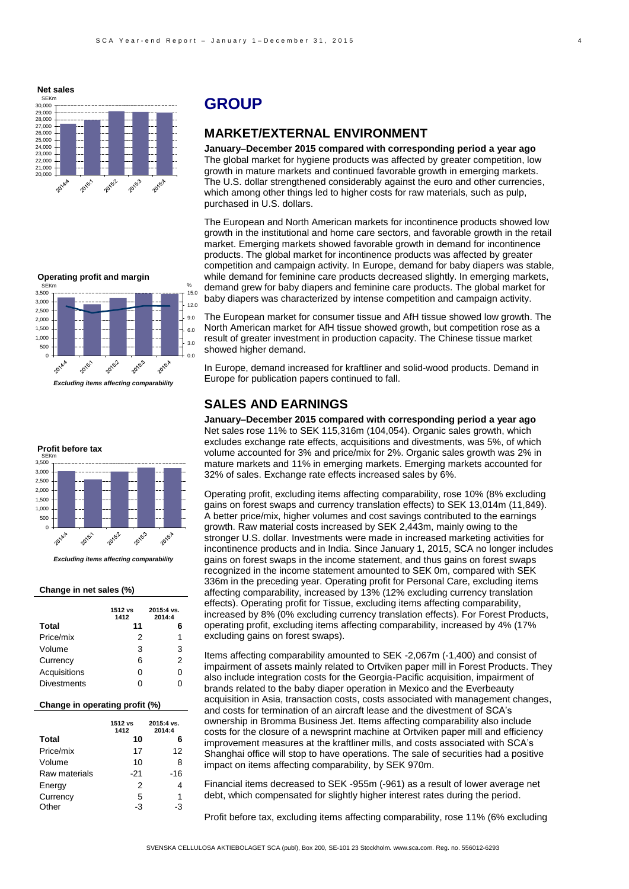**Net sales**

SEKm

**Operating profit and margin**

*Excluding items affecting comparability*

**Profit before tax**

*Excluding items affecting comparability*

**Change in net sales (%)**

| | 1512 vs 1412 | 2015:4 vs. 2014:4 |
|---|---|---|
| **Total** | **11** | **6** |
| Price/mix | 2 | 1 |
| Volume | 3 | 3 |
| Currency | 6 | 2 |
| Acquisitions | 0 | 0 |
| Divestments | 0 | 0 |

**Change in operating profit (%)**

| | 1512 vs 1412 | 2015:4 vs. 2014:4 |
|---|---|---|
| **Total** | **10** | **6** |
| Price/mix | 17 | 12 |
| Volume | 10 | 8 |
| Raw materials | -21 | -16 |
| Energy | 2 | 4 |
| Currency | 5 | 1 |
| Other | -3 | -3 |

# GROUP

## MARKET/EXTERNAL ENVIRONMENT

**January–December 2015 compared with corresponding period a year ago**

The global market for hygiene products was affected by greater competition, low growth in mature markets and continued favorable growth in emerging markets. The U.S. dollar strengthened considerably against the euro and other currencies, which among other things led to higher costs for raw materials, such as pulp, purchased in U.S. dollars.

The European and North American markets for incontinence products showed low growth in the institutional and home care sectors, and favorable growth in the retail market. Emerging markets showed favorable growth in demand for incontinence products. The global market for incontinence products was affected by greater competition and campaign activity. In Europe, demand for baby diapers was stable, while demand for feminine care products decreased slightly. In emerging markets, demand grew for baby diapers and feminine care products. The global market for baby diapers was characterized by intense competition and campaign activity.

The European market for consumer tissue and AfH tissue showed low growth. The North American market for AfH tissue showed growth, but competition rose as a result of greater investment in production capacity. The Chinese tissue market showed higher demand.

In Europe, demand increased for kraftliner and solid-wood products. Demand in Europe for publication papers continued to fall.

## SALES AND EARNINGS

**January–December 2015 compared with corresponding period a year ago**

Net sales rose 11% to SEK 115,316m (104,054). Organic sales growth, which excludes exchange rate effects, acquisitions and divestments, was 5%, of which volume accounted for 3% and price/mix for 2%. Organic sales growth was 2% in mature markets and 11% in emerging markets. Emerging markets accounted for 32% of sales. Exchange rate effects increased sales by 6%.

Operating profit, excluding items affecting comparability, rose 10% (8% excluding gains on forest swaps and currency translation effects) to SEK 13,014m (11,849). A better price/mix, higher volumes and cost savings contributed to the earnings growth. Raw material costs increased by SEK 2,443m, mainly owing to the stronger U.S. dollar. Investments were made in increased marketing activities for incontinence products and in India. Since January 1, 2015, SCA no longer includes gains on forest swaps in the income statement, and thus gains on forest swaps recognized in the income statement amounted to SEK 0m, compared with SEK 336m in the preceding year. Operating profit for Personal Care, excluding items affecting comparability, increased by 13% (12% excluding currency translation effects). Operating profit for Tissue, excluding items affecting comparability, increased by 8% (0% excluding currency translation effects). For Forest Products, operating profit, excluding items affecting comparability, increased by 4% (17% excluding gains on forest swaps).

Items affecting comparability amounted to SEK -2,067m (-1,400) and consist of impairment of assets mainly related to Ortviken paper mill in Forest Products. They also include integration costs for the Georgia-Pacific acquisition, impairment of brands related to the baby diaper operation in Mexico and the Everbeauty acquisition in Asia, transaction costs, costs associated with management changes, and costs for termination of an aircraft lease and the divestment of SCA's ownership in Bromma Business Jet. Items affecting comparability also include costs for the closure of a newsprint machine at Ortviken paper mill and efficiency improvement measures at the kraftliner mills, and costs associated with SCA's Shanghai office will stop to have operations. The sale of securities had a positive impact on items affecting comparability, by SEK 970m.

Financial items decreased to SEK -955m (-961) as a result of lower average net debt, which compensated for slightly higher interest rates during the period.

Profit before tax, excluding items affecting comparability, rose 11% (6% excluding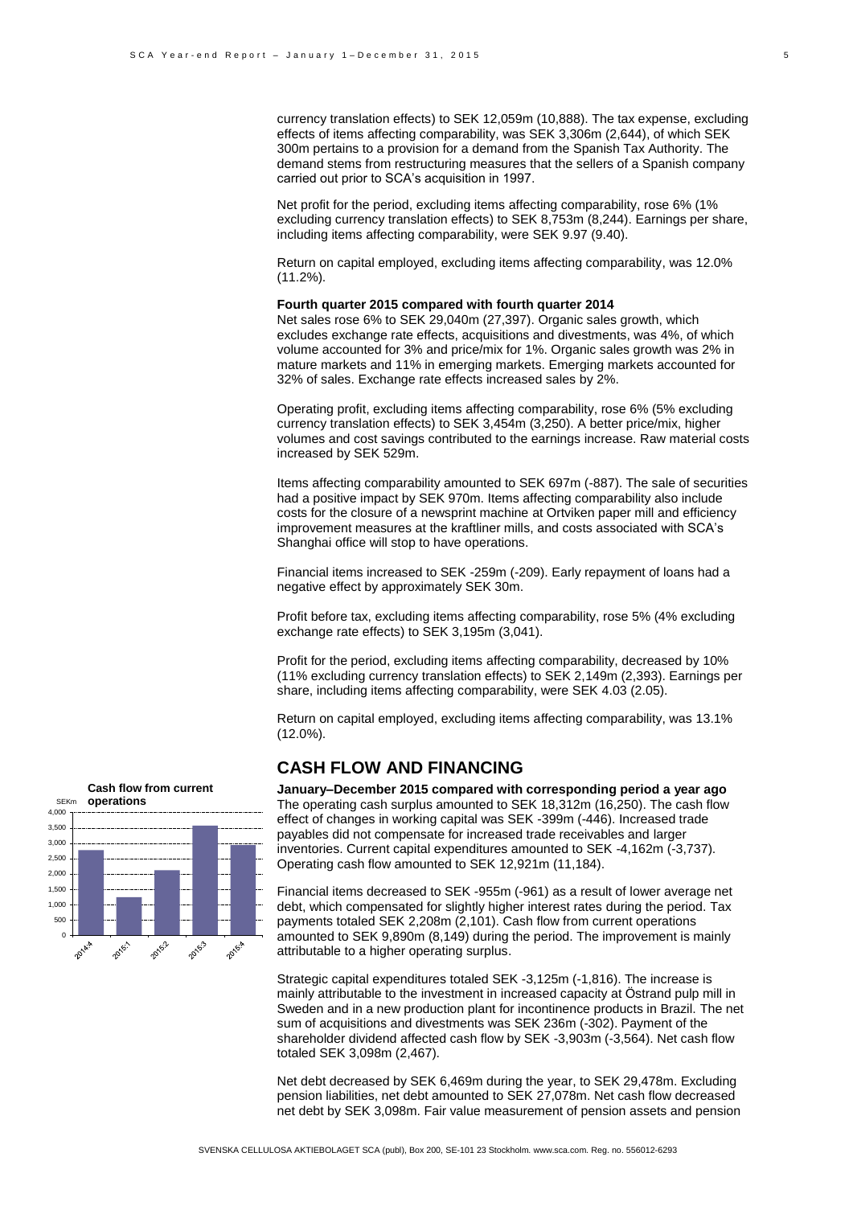currency translation effects) to SEK 12,059m (10,888). The tax expense, excluding effects of items affecting comparability, was SEK 3,306m (2,644), of which SEK 300m pertains to a provision for a demand from the Spanish Tax Authority. The demand stems from restructuring measures that the sellers of a Spanish company carried out prior to SCA's acquisition in 1997.

Net profit for the period, excluding items affecting comparability, rose 6% (1% excluding currency translation effects) to SEK 8,753m (8,244). Earnings per share, including items affecting comparability, were SEK 9.97 (9.40).

Return on capital employed, excluding items affecting comparability, was 12.0% (11.2%).

**Fourth quarter 2015 compared with fourth quarter 2014**

Net sales rose 6% to SEK 29,040m (27,397). Organic sales growth, which excludes exchange rate effects, acquisitions and divestments, was 4%, of which volume accounted for 3% and price/mix for 1%. Organic sales growth was 2% in mature markets and 11% in emerging markets. Emerging markets accounted for 32% of sales. Exchange rate effects increased sales by 2%.

Operating profit, excluding items affecting comparability, rose 6% (5% excluding currency translation effects) to SEK 3,454m (3,250). A better price/mix, higher volumes and cost savings contributed to the earnings increase. Raw material costs increased by SEK 529m.

Items affecting comparability amounted to SEK 697m (-887). The sale of securities had a positive impact by SEK 970m. Items affecting comparability also include costs for the closure of a newsprint machine at Ortviken paper mill and efficiency improvement measures at the kraftliner mills, and costs associated with SCA's Shanghai office will stop to have operations.

Financial items increased to SEK -259m (-209). Early repayment of loans had a negative effect by approximately SEK 30m.

Profit before tax, excluding items affecting comparability, rose 5% (4% excluding exchange rate effects) to SEK 3,195m (3,041).

Profit for the period, excluding items affecting comparability, decreased by 10% (11% excluding currency translation effects) to SEK 2,149m (2,393). Earnings per share, including items affecting comparability, were SEK 4.03 (2.05).

Return on capital employed, excluding items affecting comparability, was 13.1% (12.0%).

## CASH FLOW AND FINANCING

**Cash flow from current operations**

| SEKm | 2014:4 | 2015:1 | 2015:2 | 2015:3 | 2015:4 |
|---|---|---|---|---|---|

**January–December 2015 compared with corresponding period a year ago**

The operating cash surplus amounted to SEK 18,312m (16,250). The cash flow effect of changes in working capital was SEK -399m (-446). Increased trade payables did not compensate for increased trade receivables and larger inventories. Current capital expenditures amounted to SEK -4,162m (-3,737). Operating cash flow amounted to SEK 12,921m (11,184).

Financial items decreased to SEK -955m (-961) as a result of lower average net debt, which compensated for slightly higher interest rates during the period. Tax payments totaled SEK 2,208m (2,101). Cash flow from current operations amounted to SEK 9,890m (8,149) during the period. The improvement is mainly attributable to a higher operating surplus.

Strategic capital expenditures totaled SEK -3,125m (-1,816). The increase is mainly attributable to the investment in increased capacity at Östrand pulp mill in Sweden and in a new production plant for incontinence products in Brazil. The net sum of acquisitions and divestments was SEK 236m (-302). Payment of the shareholder dividend affected cash flow by SEK -3,903m (-3,564). Net cash flow totaled SEK 3,098m (2,467).

Net debt decreased by SEK 6,469m during the year, to SEK 29,478m. Excluding pension liabilities, net debt amounted to SEK 27,078m. Net cash flow decreased net debt by SEK 3,098m. Fair value measurement of pension assets and pension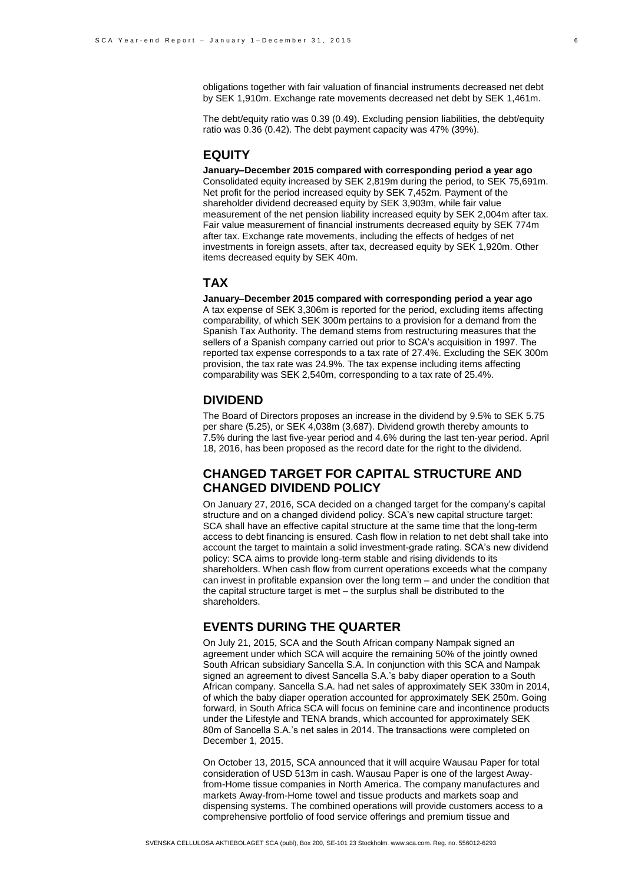obligations together with fair valuation of financial instruments decreased net debt by SEK 1,910m. Exchange rate movements decreased net debt by SEK 1,461m.

The debt/equity ratio was 0.39 (0.49). Excluding pension liabilities, the debt/equity ratio was 0.36 (0.42). The debt payment capacity was 47% (39%).

## EQUITY

**January–December 2015 compared with corresponding period a year ago**

Consolidated equity increased by SEK 2,819m during the period, to SEK 75,691m. Net profit for the period increased equity by SEK 7,452m. Payment of the shareholder dividend decreased equity by SEK 3,903m, while fair value measurement of the net pension liability increased equity by SEK 2,004m after tax. Fair value measurement of financial instruments decreased equity by SEK 774m after tax. Exchange rate movements, including the effects of hedges of net investments in foreign assets, after tax, decreased equity by SEK 1,920m. Other items decreased equity by SEK 40m.

## TAX

**January–December 2015 compared with corresponding period a year ago**

A tax expense of SEK 3,306m is reported for the period, excluding items affecting comparability, of which SEK 300m pertains to a provision for a demand from the Spanish Tax Authority. The demand stems from restructuring measures that the sellers of a Spanish company carried out prior to SCA's acquisition in 1997. The reported tax expense corresponds to a tax rate of 27.4%. Excluding the SEK 300m provision, the tax rate was 24.9%. The tax expense including items affecting comparability was SEK 2,540m, corresponding to a tax rate of 25.4%.

## DIVIDEND

The Board of Directors proposes an increase in the dividend by 9.5% to SEK 5.75 per share (5.25), or SEK 4,038m (3,687). Dividend growth thereby amounts to 7.5% during the last five-year period and 4.6% during the last ten-year period. April 18, 2016, has been proposed as the record date for the right to the dividend.

## CHANGED TARGET FOR CAPITAL STRUCTURE AND CHANGED DIVIDEND POLICY

On January 27, 2016, SCA decided on a changed target for the company's capital structure and on a changed dividend policy. SCA's new capital structure target: SCA shall have an effective capital structure at the same time that the long-term access to debt financing is ensured. Cash flow in relation to net debt shall take into account the target to maintain a solid investment-grade rating. SCA's new dividend policy: SCA aims to provide long-term stable and rising dividends to its shareholders. When cash flow from current operations exceeds what the company can invest in profitable expansion over the long term – and under the condition that the capital structure target is met – the surplus shall be distributed to the shareholders.

## EVENTS DURING THE QUARTER

On July 21, 2015, SCA and the South African company Nampak signed an agreement under which SCA will acquire the remaining 50% of the jointly owned South African subsidiary Sancella S.A. In conjunction with this SCA and Nampak signed an agreement to divest Sancella S.A.'s baby diaper operation to a South African company. Sancella S.A. had net sales of approximately SEK 330m in 2014, of which the baby diaper operation accounted for approximately SEK 250m. Going forward, in South Africa SCA will focus on feminine care and incontinence products under the Lifestyle and TENA brands, which accounted for approximately SEK 80m of Sancella S.A.'s net sales in 2014. The transactions were completed on December 1, 2015.

On October 13, 2015, SCA announced that it will acquire Wausau Paper for total consideration of USD 513m in cash. Wausau Paper is one of the largest Away-from-Home tissue companies in North America. The company manufactures and markets Away-from-Home towel and tissue products and markets soap and dispensing systems. The combined operations will provide customers access to a comprehensive portfolio of food service offerings and premium tissue and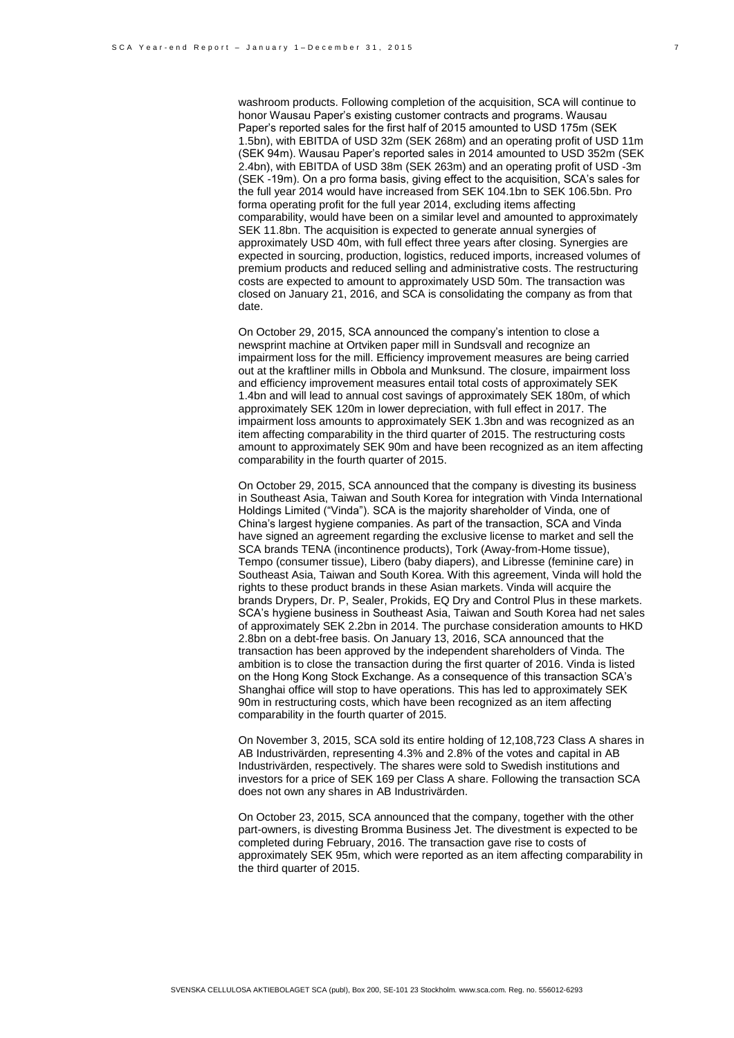washroom products. Following completion of the acquisition, SCA will continue to honor Wausau Paper's existing customer contracts and programs. Wausau Paper's reported sales for the first half of 2015 amounted to USD 175m (SEK 1.5bn), with EBITDA of USD 32m (SEK 268m) and an operating profit of USD 11m (SEK 94m). Wausau Paper's reported sales in 2014 amounted to USD 352m (SEK 2.4bn), with EBITDA of USD 38m (SEK 263m) and an operating profit of USD -3m (SEK -19m). On a pro forma basis, giving effect to the acquisition, SCA's sales for the full year 2014 would have increased from SEK 104.1bn to SEK 106.5bn. Pro forma operating profit for the full year 2014, excluding items affecting comparability, would have been on a similar level and amounted to approximately SEK 11.8bn. The acquisition is expected to generate annual synergies of approximately USD 40m, with full effect three years after closing. Synergies are expected in sourcing, production, logistics, reduced imports, increased volumes of premium products and reduced selling and administrative costs. The restructuring costs are expected to amount to approximately USD 50m. The transaction was closed on January 21, 2016, and SCA is consolidating the company as from that date.

On October 29, 2015, SCA announced the company's intention to close a newsprint machine at Ortviken paper mill in Sundsvall and recognize an impairment loss for the mill. Efficiency improvement measures are being carried out at the kraftliner mills in Obbola and Munksund. The closure, impairment loss and efficiency improvement measures entail total costs of approximately SEK 1.4bn and will lead to annual cost savings of approximately SEK 180m, of which approximately SEK 120m in lower depreciation, with full effect in 2017. The impairment loss amounts to approximately SEK 1.3bn and was recognized as an item affecting comparability in the third quarter of 2015. The restructuring costs amount to approximately SEK 90m and have been recognized as an item affecting comparability in the fourth quarter of 2015.

On October 29, 2015, SCA announced that the company is divesting its business in Southeast Asia, Taiwan and South Korea for integration with Vinda International Holdings Limited ("Vinda"). SCA is the majority shareholder of Vinda, one of China's largest hygiene companies. As part of the transaction, SCA and Vinda have signed an agreement regarding the exclusive license to market and sell the SCA brands TENA (incontinence products), Tork (Away-from-Home tissue), Tempo (consumer tissue), Libero (baby diapers), and Libresse (feminine care) in Southeast Asia, Taiwan and South Korea. With this agreement, Vinda will hold the rights to these product brands in these Asian markets. Vinda will acquire the brands Drypers, Dr. P, Sealer, Prokids, EQ Dry and Control Plus in these markets. SCA's hygiene business in Southeast Asia, Taiwan and South Korea had net sales of approximately SEK 2.2bn in 2014. The purchase consideration amounts to HKD 2.8bn on a debt-free basis. On January 13, 2016, SCA announced that the transaction has been approved by the independent shareholders of Vinda. The ambition is to close the transaction during the first quarter of 2016. Vinda is listed on the Hong Kong Stock Exchange. As a consequence of this transaction SCA's Shanghai office will stop to have operations. This has led to approximately SEK 90m in restructuring costs, which have been recognized as an item affecting comparability in the fourth quarter of 2015.

On November 3, 2015, SCA sold its entire holding of 12,108,723 Class A shares in AB Industrivärden, representing 4.3% and 2.8% of the votes and capital in AB Industrivärden, respectively. The shares were sold to Swedish institutions and investors for a price of SEK 169 per Class A share. Following the transaction SCA does not own any shares in AB Industrivärden.

On October 23, 2015, SCA announced that the company, together with the other part-owners, is divesting Bromma Business Jet. The divestment is expected to be completed during February, 2016. The transaction gave rise to costs of approximately SEK 95m, which were reported as an item affecting comparability in the third quarter of 2015.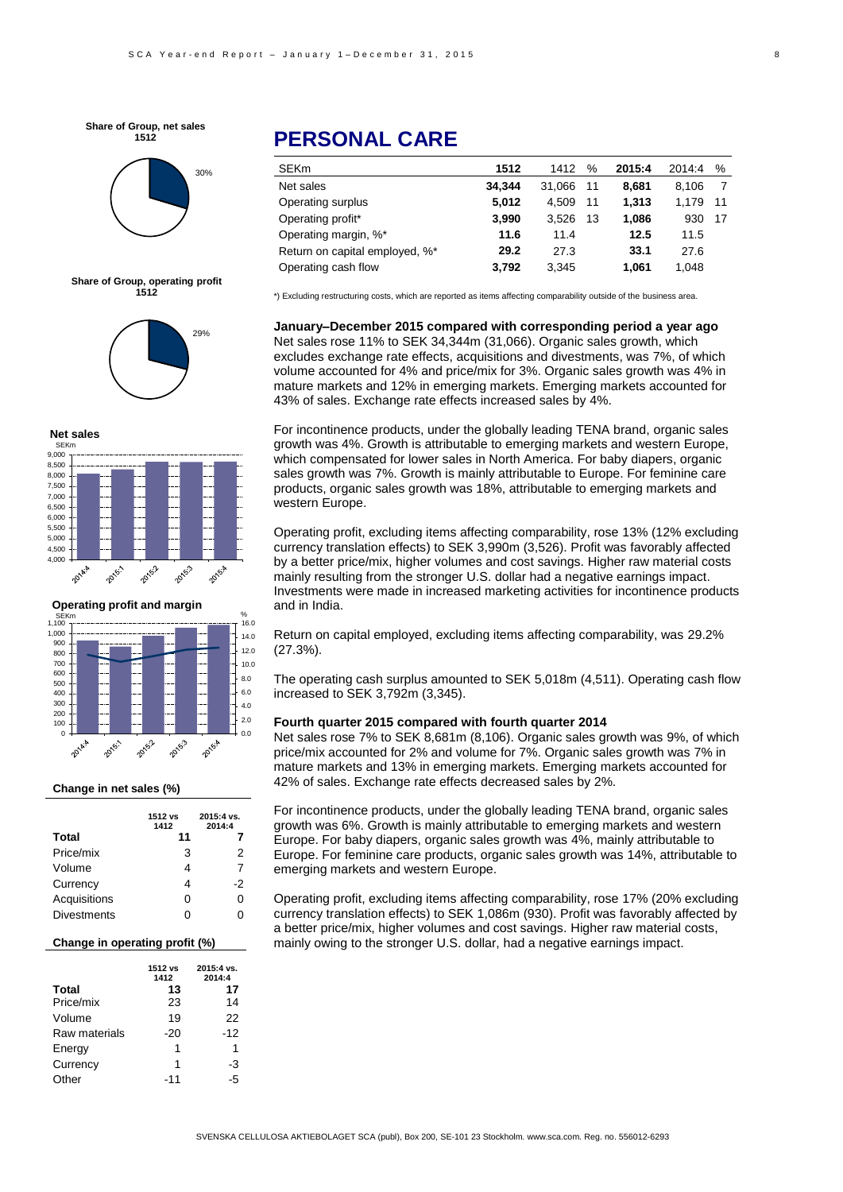# PERSONAL CARE

| SEKm | 1512 | 1412 | % | 2015:4 | 2014:4 | % |
|---|---|---|---|---|---|---|
| Net sales | **34,344** | 31,066 | 11 | **8,681** | 8,106 | 7 |
| Operating surplus | **5,012** | 4,509 | 11 | **1,313** | 1,179 | 11 |
| Operating profit* | **3,990** | 3,526 | 13 | **1,086** | 930 | 17 |
| Operating margin, %* | **11.6** | 11.4 | | **12.5** | 11.5 | |
| Return on capital employed, %* | **29.2** | 27.3 | | **33.1** | 27.6 | |
| Operating cash flow | **3,792** | 3,345 | | **1,061** | 1,048 | |

*) Excluding restructuring costs, which are reported as items affecting comparability outside of the business area.

**Share of Group, net sales 1512**

30%

**Share of Group, operating profit 1512**

29%

**Net sales**

**Operating profit and margin**

**January–December 2015 compared with corresponding period a year ago**

Net sales rose 11% to SEK 34,344m (31,066). Organic sales growth, which excludes exchange rate effects, acquisitions and divestments, was 7%, of which volume accounted for 4% and price/mix for 3%. Organic sales growth was 4% in mature markets and 12% in emerging markets. Emerging markets accounted for 43% of sales. Exchange rate effects increased sales by 4%.

For incontinence products, under the globally leading TENA brand, organic sales growth was 4%. Growth is attributable to emerging markets and western Europe, which compensated for lower sales in North America. For baby diapers, organic sales growth was 7%. Growth is mainly attributable to Europe. For feminine care products, organic sales growth was 18%, attributable to emerging markets and western Europe.

Operating profit, excluding items affecting comparability, rose 13% (12% excluding currency translation effects) to SEK 3,990m (3,526). Profit was favorably affected by a better price/mix, higher volumes and cost savings. Higher raw material costs mainly resulting from the stronger U.S. dollar had a negative earnings impact. Investments were made in increased marketing activities for incontinence products and in India.

Return on capital employed, excluding items affecting comparability, was 29.2% (27.3%).

The operating cash surplus amounted to SEK 5,018m (4,511). Operating cash flow increased to SEK 3,792m (3,345).

**Fourth quarter 2015 compared with fourth quarter 2014**

Net sales rose 7% to SEK 8,681m (8,106). Organic sales growth was 9%, of which price/mix accounted for 2% and volume for 7%. Organic sales growth was 7% in mature markets and 13% in emerging markets. Emerging markets accounted for 42% of sales. Exchange rate effects decreased sales by 2%.

For incontinence products, under the globally leading TENA brand, organic sales growth was 6%. Growth is mainly attributable to emerging markets and western Europe. For baby diapers, organic sales growth was 4%, mainly attributable to Europe. For feminine care products, organic sales growth was 14%, attributable to emerging markets and western Europe.

Operating profit, excluding items affecting comparability, rose 17% (20% excluding currency translation effects) to SEK 1,086m (930). Profit was favorably affected by a better price/mix, higher volumes and cost savings. Higher raw material costs, mainly owing to the stronger U.S. dollar, had a negative earnings impact.

**Change in net sales (%)**

| | 1512 vs 1412 | 2015:4 vs. 2014:4 |
|---|---|---|
| **Total** | **11** | **7** |
| Price/mix | 3 | 2 |
| Volume | 4 | 7 |
| Currency | 4 | -2 |
| Acquisitions | 0 | 0 |
| Divestments | 0 | 0 |

**Change in operating profit (%)**

| | 1512 vs 1412 | 2015:4 vs. 2014:4 |
|---|---|---|
| **Total** | **13** | **17** |
| Price/mix | 23 | 14 |
| Volume | 19 | 22 |
| Raw materials | -20 | -12 |
| Energy | 1 | 1 |
| Currency | 1 | -3 |
| Other | -11 | -5 |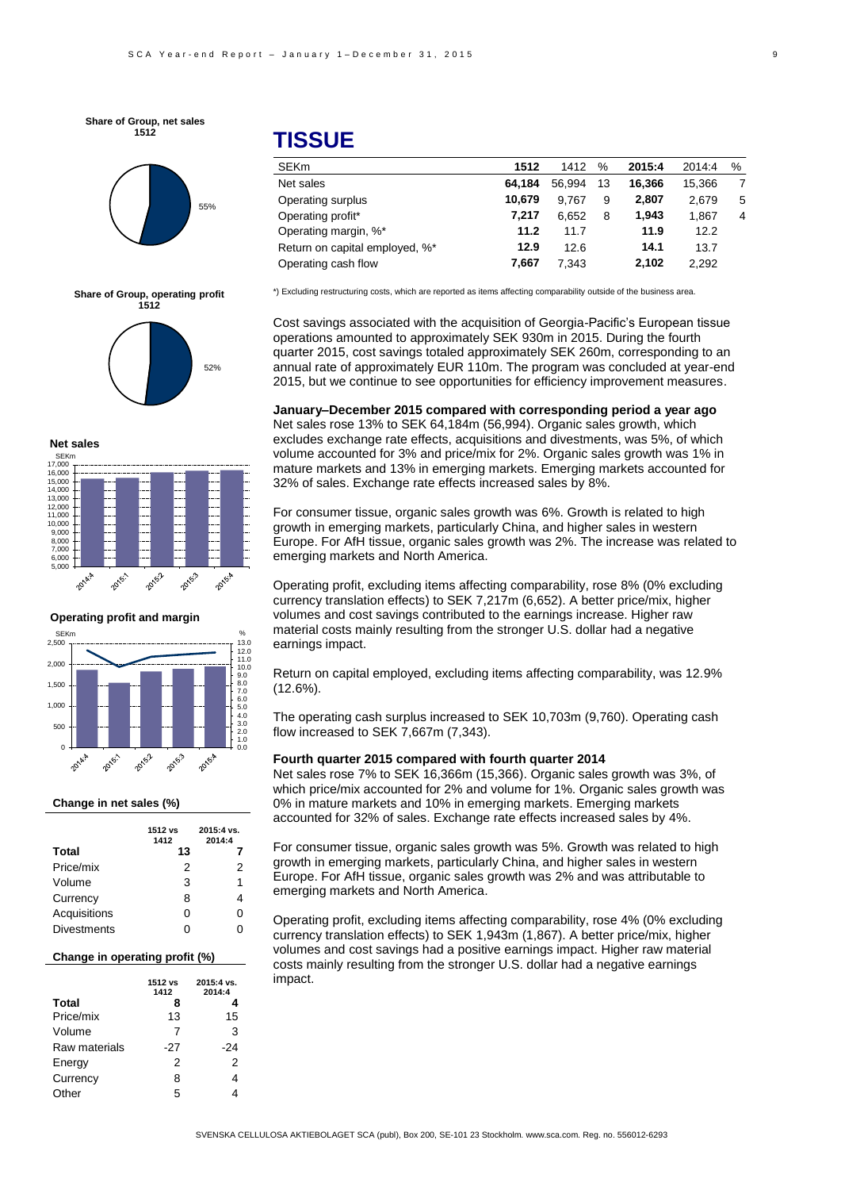# TISSUE

| SEKm | 1512 | 1412 | % | 2015:4 | 2014:4 | % |
|---|---|---|---|---|---|---|
| Net sales | **64,184** | 56,994 | 13 | **16,366** | 15,366 | 7 |
| Operating surplus | **10,679** | 9,767 | 9 | **2,807** | 2,679 | 5 |
| Operating profit* | **7,217** | 6,652 | 8 | **1,943** | 1,867 | 4 |
| Operating margin, %* | **11.2** | 11.7 | | **11.9** | 12.2 | |
| Return on capital employed, %* | **12.9** | 12.6 | | **14.1** | 13.7 | |
| Operating cash flow | **7,667** | 7,343 | | **2,102** | 2,292 | |

*) Excluding restructuring costs, which are reported as items affecting comparability outside of the business area.

Cost savings associated with the acquisition of Georgia-Pacific's European tissue operations amounted to approximately SEK 930m in 2015. During the fourth quarter 2015, cost savings totaled approximately SEK 260m, corresponding to an annual rate of approximately EUR 110m. The program was concluded at year-end 2015, but we continue to see opportunities for efficiency improvement measures.

**January–December 2015 compared with corresponding period a year ago**

Net sales rose 13% to SEK 64,184m (56,994). Organic sales growth, which excludes exchange rate effects, acquisitions and divestments, was 5%, of which volume accounted for 3% and price/mix for 2%. Organic sales growth was 1% in mature markets and 13% in emerging markets. Emerging markets accounted for 32% of sales. Exchange rate effects increased sales by 8%.

For consumer tissue, organic sales growth was 6%. Growth is related to high growth in emerging markets, particularly China, and higher sales in western Europe. For AfH tissue, organic sales growth was 2%. The increase was related to emerging markets and North America.

Operating profit, excluding items affecting comparability, rose 8% (0% excluding currency translation effects) to SEK 7,217m (6,652). A better price/mix, higher volumes and cost savings contributed to the earnings increase. Higher raw material costs mainly resulting from the stronger U.S. dollar had a negative earnings impact.

Return on capital employed, excluding items affecting comparability, was 12.9% (12.6%).

The operating cash surplus increased to SEK 10,703m (9,760). Operating cash flow increased to SEK 7,667m (7,343).

**Fourth quarter 2015 compared with fourth quarter 2014**

Net sales rose 7% to SEK 16,366m (15,366). Organic sales growth was 3%, of which price/mix accounted for 2% and volume for 1%. Organic sales growth was 0% in mature markets and 10% in emerging markets. Emerging markets accounted for 32% of sales. Exchange rate effects increased sales by 4%.

For consumer tissue, organic sales growth was 5%. Growth was related to high growth in emerging markets, particularly China, and higher sales in western Europe. For AfH tissue, organic sales growth was 2% and was attributable to emerging markets and North America.

Operating profit, excluding items affecting comparability, rose 4% (0% excluding currency translation effects) to SEK 1,943m (1,867). A better price/mix, higher volumes and cost savings had a positive earnings impact. Higher raw material costs mainly resulting from the stronger U.S. dollar had a negative earnings impact.

**Share of Group, net sales 1512**

55%

**Share of Group, operating profit 1512**

52%

**Net sales**

**Operating profit and margin**

**Change in net sales (%)**

| | 1512 vs 1412 | 2015:4 vs. 2014:4 |
|---|---|---|
| **Total** | **13** | **7** |
| Price/mix | 2 | 2 |
| Volume | 3 | 1 |
| Currency | 8 | 4 |
| Acquisitions | 0 | 0 |
| Divestments | 0 | 0 |

**Change in operating profit (%)**

| | 1512 vs 1412 | 2015:4 vs. 2014:4 |
|---|---|---|
| **Total** | **8** | **4** |
| Price/mix | 13 | 15 |
| Volume | 7 | 3 |
| Raw materials | -27 | -24 |
| Energy | 2 | 2 |
| Currency | 8 | 4 |
| Other | 5 | 4 |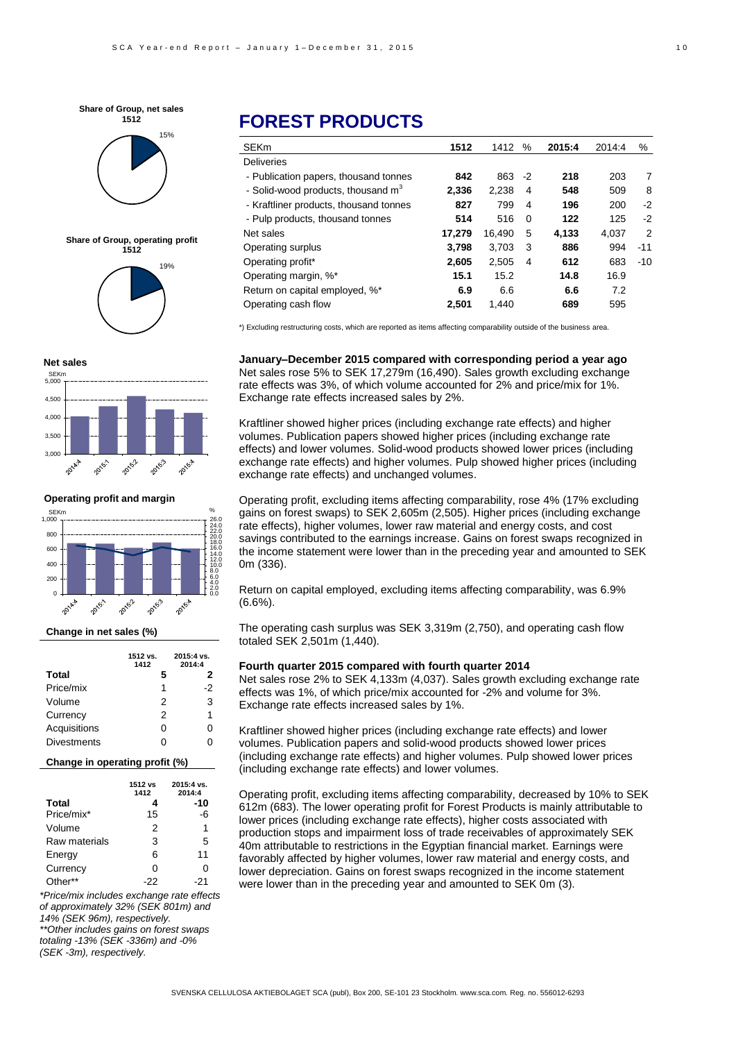**Share of Group, net sales 1512**

15%

**Share of Group, operating profit 1512**

19%

**Net sales**

**Operating profit and margin**

**Change in net sales (%)**

| | 1512 vs. 1412 | 2015:4 vs. 2014:4 |
|---|---|---|
| **Total** | **5** | **2** |
| Price/mix | 1 | -2 |
| Volume | 2 | 3 |
| Currency | 2 | 1 |
| Acquisitions | 0 | 0 |
| Divestments | 0 | 0 |

**Change in operating profit (%)**

| | 1512 vs 1412 | 2015:4 vs. 2014:4 |
|---|---|---|
| **Total** | **4** | **-10** |
| Price/mix* | 15 | -6 |
| Volume | 2 | 1 |
| Raw materials | 3 | 5 |
| Energy | 6 | 11 |
| Currency | 0 | 0 |
| Other** | -22 | -21 |

*\*Price/mix includes exchange rate effects of approximately 32% (SEK 801m) and 14% (SEK 96m), respectively.*
*\*\*Other includes gains on forest swaps totaling -13% (SEK -336m) and -0% (SEK -3m), respectively.*

# FOREST PRODUCTS

| SEKm | 1512 | 1412 | % | 2015:4 | 2014:4 | % |
|---|---|---|---|---|---|---|
| Deliveries | | | | | | |
| - Publication papers, thousand tonnes | **842** | 863 | -2 | **218** | 203 | 7 |
| - Solid-wood products, thousand $m^3$ | **2,336** | 2,238 | 4 | **548** | 509 | 8 |
| - Kraftliner products, thousand tonnes | **827** | 799 | 4 | **196** | 200 | -2 |
| - Pulp products, thousand tonnes | **514** | 516 | 0 | **122** | 125 | -2 |
| Net sales | **17,279** | 16,490 | 5 | **4,133** | 4,037 | 2 |
| Operating surplus | **3,798** | 3,703 | 3 | **886** | 994 | -11 |
| Operating profit* | **2,605** | 2,505 | 4 | **612** | 683 | -10 |
| Operating margin, %* | **15.1** | 15.2 | | **14.8** | 16.9 | |
| Return on capital employed, %* | **6.9** | 6.6 | | **6.6** | 7.2 | |
| Operating cash flow | **2,501** | 1,440 | | **689** | 595 | |

*) Excluding restructuring costs, which are reported as items affecting comparability outside of the business area.

**January–December 2015 compared with corresponding period a year ago**
Net sales rose 5% to SEK 17,279m (16,490). Sales growth excluding exchange rate effects was 3%, of which volume accounted for 2% and price/mix for 1%. Exchange rate effects increased sales by 2%.

Kraftliner showed higher prices (including exchange rate effects) and higher volumes. Publication papers showed higher prices (including exchange rate effects) and lower volumes. Solid-wood products showed lower prices (including exchange rate effects) and higher volumes. Pulp showed higher prices (including exchange rate effects) and unchanged volumes.

Operating profit, excluding items affecting comparability, rose 4% (17% excluding gains on forest swaps) to SEK 2,605m (2,505). Higher prices (including exchange rate effects), higher volumes, lower raw material and energy costs, and cost savings contributed to the earnings increase. Gains on forest swaps recognized in the income statement were lower than in the preceding year and amounted to SEK 0m (336).

Return on capital employed, excluding items affecting comparability, was 6.9% (6.6%).

The operating cash surplus was SEK 3,319m (2,750), and operating cash flow totaled SEK 2,501m (1,440).

**Fourth quarter 2015 compared with fourth quarter 2014**
Net sales rose 2% to SEK 4,133m (4,037). Sales growth excluding exchange rate effects was 1%, of which price/mix accounted for -2% and volume for 3%. Exchange rate effects increased sales by 1%.

Kraftliner showed higher prices (including exchange rate effects) and lower volumes. Publication papers and solid-wood products showed lower prices (including exchange rate effects) and higher volumes. Pulp showed lower prices (including exchange rate effects) and lower volumes.

Operating profit, excluding items affecting comparability, decreased by 10% to SEK 612m (683). The lower operating profit for Forest Products is mainly attributable to lower prices (including exchange rate effects), higher costs associated with production stops and impairment loss of trade receivables of approximately SEK 40m attributable to restrictions in the Egyptian financial market. Earnings were favorably affected by higher volumes, lower raw material and energy costs, and lower depreciation. Gains on forest swaps recognized in the income statement were lower than in the preceding year and amounted to SEK 0m (3).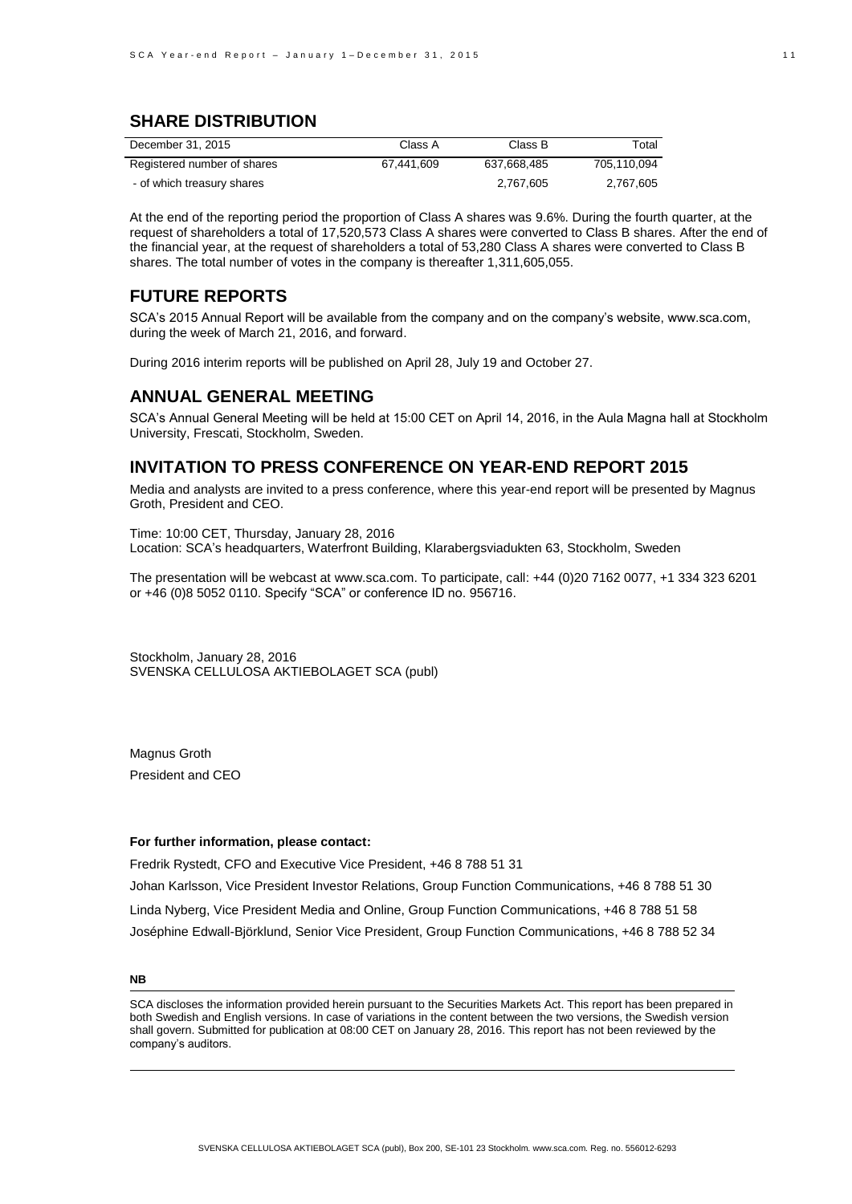## SHARE DISTRIBUTION

| December 31, 2015 | Class A | Class B | Total |
| --- | --- | --- | --- |
| Registered number of shares | 67,441,609 | 637,668,485 | 705,110,094 |
| - of which treasury shares | | 2,767,605 | 2,767,605 |

At the end of the reporting period the proportion of Class A shares was 9.6%. During the fourth quarter, at the request of shareholders a total of 17,520,573 Class A shares were converted to Class B shares. After the end of the financial year, at the request of shareholders a total of 53,280 Class A shares were converted to Class B shares. The total number of votes in the company is thereafter 1,311,605,055.

## FUTURE REPORTS

SCA's 2015 Annual Report will be available from the company and on the company's website, www.sca.com, during the week of March 21, 2016, and forward.

During 2016 interim reports will be published on April 28, July 19 and October 27.

## ANNUAL GENERAL MEETING

SCA's Annual General Meeting will be held at 15:00 CET on April 14, 2016, in the Aula Magna hall at Stockholm University, Frescati, Stockholm, Sweden.

## INVITATION TO PRESS CONFERENCE ON YEAR-END REPORT 2015

Media and analysts are invited to a press conference, where this year-end report will be presented by Magnus Groth, President and CEO.

Time: 10:00 CET, Thursday, January 28, 2016
Location: SCA's headquarters, Waterfront Building, Klarabergsviadukten 63, Stockholm, Sweden

The presentation will be webcast at www.sca.com. To participate, call: +44 (0)20 7162 0077, +1 334 323 6201 or +46 (0)8 5052 0110. Specify "SCA" or conference ID no. 956716.

Stockholm, January 28, 2016
SVENSKA CELLULOSA AKTIEBOLAGET SCA (publ)

Magnus Groth
President and CEO

**For further information, please contact:**

Fredrik Rystedt, CFO and Executive Vice President, +46 8 788 51 31

Johan Karlsson, Vice President Investor Relations, Group Function Communications, +46 8 788 51 30

Linda Nyberg, Vice President Media and Online, Group Function Communications, +46 8 788 51 58

Joséphine Edwall-Björklund, Senior Vice President, Group Function Communications, +46 8 788 52 34

**NB**

SCA discloses the information provided herein pursuant to the Securities Markets Act. This report has been prepared in both Swedish and English versions. In case of variations in the content between the two versions, the Swedish version shall govern. Submitted for publication at 08:00 CET on January 28, 2016. This report has not been reviewed by the company's auditors.

SVENSKA CELLULOSA AKTIEBOLAGET SCA (publ), Box 200, SE-101 23 Stockholm. www.sca.com. Reg. no. 556012-6293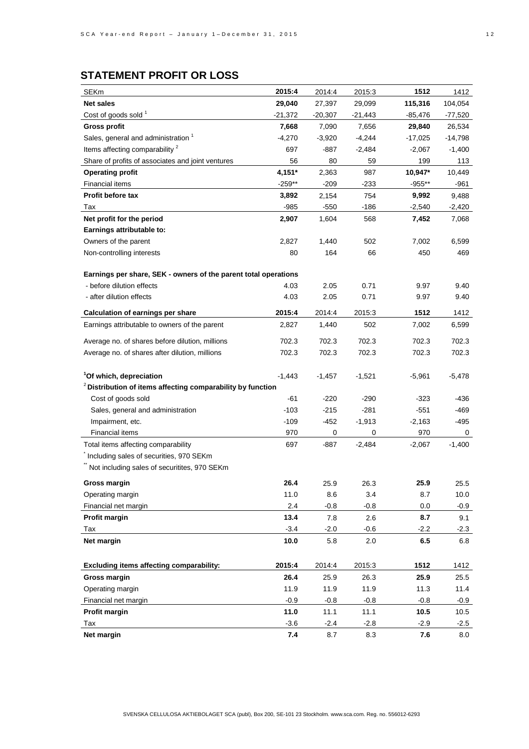## STATEMENT PROFIT OR LOSS

| SEKm | 2015:4 | 2014:4 | 2015:3 | 1512 | 1412 |
|---|---|---|---|---|---|
| **Net sales** | **29,040** | 27,397 | 29,099 | **115,316** | 104,054 |
| Cost of goods sold [1] | -21,372 | -20,307 | -21,443 | -85,476 | -77,520 |
| **Gross profit** | **7,668** | 7,090 | 7,656 | **29,840** | 26,534 |
| Sales, general and administration [1] | -4,270 | -3,920 | -4,244 | -17,025 | -14,798 |
| Items affecting comparability [2] | 697 | -887 | -2,484 | -2,067 | -1,400 |
| Share of profits of associates and joint ventures | 56 | 80 | 59 | 199 | 113 |
| **Operating profit** | **4,151*** | 2,363 | 987 | **10,947*** | 10,449 |
| Financial items | -259** | -209 | -233 | -955** | -961 |
| **Profit before tax** | **3,892** | 2,154 | 754 | **9,992** | 9,488 |
| Tax | -985 | -550 | -186 | -2,540 | -2,420 |
| **Net profit for the period** | **2,907** | 1,604 | 568 | **7,452** | 7,068 |
| **Earnings attributable to:** | | | | | |
| Owners of the parent | 2,827 | 1,440 | 502 | 7,002 | 6,599 |
| Non-controlling interests | 80 | 164 | 66 | 450 | 469 |
| | | | | | |
| **Earnings per share, SEK - owners of the parent total operations** | | | | | |
| - before dilution effects | 4.03 | 2.05 | 0.71 | 9.97 | 9.40 |
| - after dilution effects | 4.03 | 2.05 | 0.71 | 9.97 | 9.40 |

| Calculation of earnings per share | 2015:4 | 2014:4 | 2015:3 | 1512 | 1412 |
|---|---|---|---|---|---|
| Earnings attributable to owners of the parent | 2,827 | 1,440 | 502 | 7,002 | 6,599 |
| Average no. of shares before dilution, millions | 702.3 | 702.3 | 702.3 | 702.3 | 702.3 |
| Average no. of shares after dilution, millions | 702.3 | 702.3 | 702.3 | 702.3 | 702.3 |
| | | | | | |
| **[1]Of which, depreciation** | -1,443 | -1,457 | -1,521 | -5,961 | -5,478 |
| **[2]Distribution of items affecting comparability by function** | | | | | |
| Cost of goods sold | -61 | -220 | -290 | -323 | -436 |
| Sales, general and administration | -103 | -215 | -281 | -551 | -469 |
| Impairment, etc. | -109 | -452 | -1,913 | -2,163 | -495 |
| Financial items | 970 | 0 | 0 | 970 | 0 |
| Total items affecting comparability | 697 | -887 | -2,484 | -2,067 | -1,400 |

* Including sales of securities, 970 SEKm

** Not including sales of securitites, 970 SEKm

| | 2015:4 | 2014:4 | 2015:3 | 1512 | 1412 |
|---|---|---|---|---|---|
| **Gross margin** | **26.4** | 25.9 | 26.3 | **25.9** | 25.5 |
| Operating margin | 11.0 | 8.6 | 3.4 | 8.7 | 10.0 |
| Financial net margin | 2.4 | -0.8 | -0.8 | 0.0 | -0.9 |
| **Profit margin** | **13.4** | 7.8 | 2.6 | **8.7** | 9.1 |
| Tax | -3.4 | -2.0 | -0.6 | -2.2 | -2.3 |
| **Net margin** | **10.0** | 5.8 | 2.0 | **6.5** | 6.8 |

| Excluding items affecting comparability: | 2015:4 | 2014:4 | 2015:3 | 1512 | 1412 |
|---|---|---|---|---|---|
| **Gross margin** | **26.4** | 25.9 | 26.3 | **25.9** | 25.5 |
| Operating margin | 11.9 | 11.9 | 11.9 | 11.3 | 11.4 |
| Financial net margin | -0.9 | -0.8 | -0.8 | -0.8 | -0.9 |
| **Profit margin** | **11.0** | 11.1 | 11.1 | **10.5** | 10.5 |
| Tax | -3.6 | -2.4 | -2.8 | -2.9 | -2.5 |
| **Net margin** | **7.4** | 8.7 | 8.3 | **7.6** | 8.0 |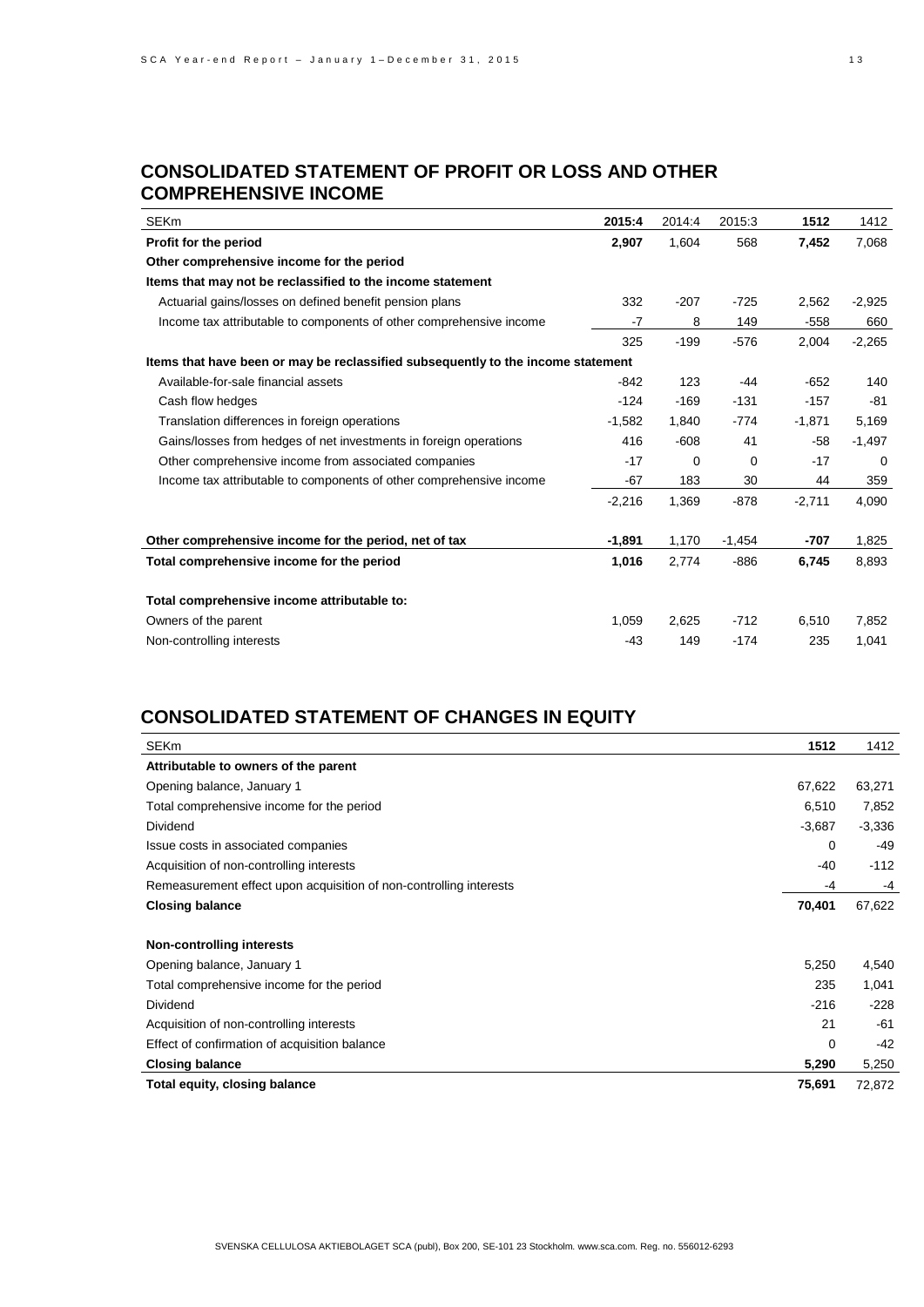## CONSOLIDATED STATEMENT OF PROFIT OR LOSS AND OTHER COMPREHENSIVE INCOME

| SEKm | **2015:4** | 2014:4 | 2015:3 | **1512** | 1412 |
|---|---|---|---|---|---|
| **Profit for the period** | **2,907** | 1,604 | 568 | **7,452** | 7,068 |
| **Other comprehensive income for the period** | | | | | |
| **Items that may not be reclassified to the income statement** | | | | | |
| Actuarial gains/losses on defined benefit pension plans | 332 | -207 | -725 | 2,562 | -2,925 |
| Income tax attributable to components of other comprehensive income | -7 | 8 | 149 | -558 | 660 |
| | 325 | -199 | -576 | 2,004 | -2,265 |
| **Items that have been or may be reclassified subsequently to the income statement** | | | | | |
| Available-for-sale financial assets | -842 | 123 | -44 | -652 | 140 |
| Cash flow hedges | -124 | -169 | -131 | -157 | -81 |
| Translation differences in foreign operations | -1,582 | 1,840 | -774 | -1,871 | 5,169 |
| Gains/losses from hedges of net investments in foreign operations | 416 | -608 | 41 | -58 | -1,497 |
| Other comprehensive income from associated companies | -17 | 0 | 0 | -17 | 0 |
| Income tax attributable to components of other comprehensive income | -67 | 183 | 30 | 44 | 359 |
| | -2,216 | 1,369 | -878 | -2,711 | 4,090 |
| **Other comprehensive income for the period, net of tax** | **-1,891** | 1,170 | -1,454 | **-707** | 1,825 |
| **Total comprehensive income for the period** | **1,016** | 2,774 | -886 | **6,745** | 8,893 |
| **Total comprehensive income attributable to:** | | | | | |
| Owners of the parent | 1,059 | 2,625 | -712 | 6,510 | 7,852 |
| Non-controlling interests | -43 | 149 | -174 | 235 | 1,041 |

## CONSOLIDATED STATEMENT OF CHANGES IN EQUITY

| SEKm | **1512** | 1412 |
|---|---|---|
| **Attributable to owners of the parent** | | |
| Opening balance, January 1 | 67,622 | 63,271 |
| Total comprehensive income for the period | 6,510 | 7,852 |
| Dividend | -3,687 | -3,336 |
| Issue costs in associated companies | 0 | -49 |
| Acquisition of non-controlling interests | -40 | -112 |
| Remeasurement effect upon acquisition of non-controlling interests | -4 | -4 |
| **Closing balance** | **70,401** | 67,622 |
| **Non-controlling interests** | | |
| Opening balance, January 1 | 5,250 | 4,540 |
| Total comprehensive income for the period | 235 | 1,041 |
| Dividend | -216 | -228 |
| Acquisition of non-controlling interests | 21 | -61 |
| Effect of confirmation of acquisition balance | 0 | -42 |
| **Closing balance** | **5,290** | 5,250 |
| **Total equity, closing balance** | **75,691** | 72,872 |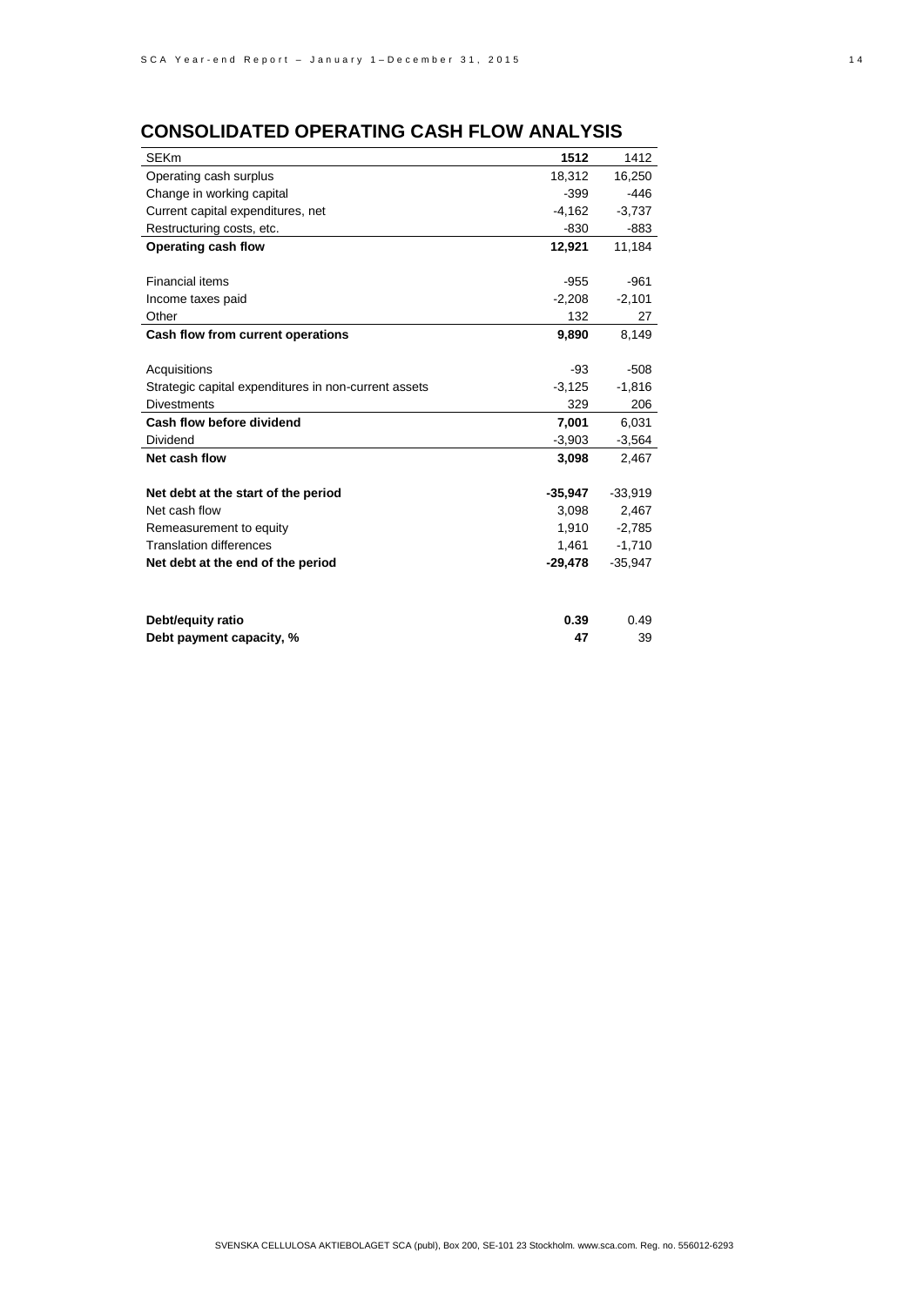## CONSOLIDATED OPERATING CASH FLOW ANALYSIS

| SEKm | **1512** | 1412 |
|---|---|---|
| Operating cash surplus | 18,312 | 16,250 |
| Change in working capital | -399 | -446 |
| Current capital expenditures, net | -4,162 | -3,737 |
| Restructuring costs, etc. | -830 | -883 |
| **Operating cash flow** | **12,921** | 11,184 |
| | | |
| Financial items | -955 | -961 |
| Income taxes paid | -2,208 | -2,101 |
| Other | 132 | 27 |
| **Cash flow from current operations** | **9,890** | 8,149 |
| | | |
| Acquisitions | -93 | -508 |
| Strategic capital expenditures in non-current assets | -3,125 | -1,816 |
| Divestments | 329 | 206 |
| **Cash flow before dividend** | **7,001** | 6,031 |
| Dividend | -3,903 | -3,564 |
| **Net cash flow** | **3,098** | 2,467 |
| | | |
| **Net debt at the start of the period** | **-35,947** | -33,919 |
| Net cash flow | 3,098 | 2,467 |
| Remeasurement to equity | 1,910 | -2,785 |
| Translation differences | 1,461 | -1,710 |
| **Net debt at the end of the period** | **-29,478** | -35,947 |
| | | |
| **Debt/equity ratio** | **0.39** | 0.49 |
| **Debt payment capacity, %** | **47** | 39 |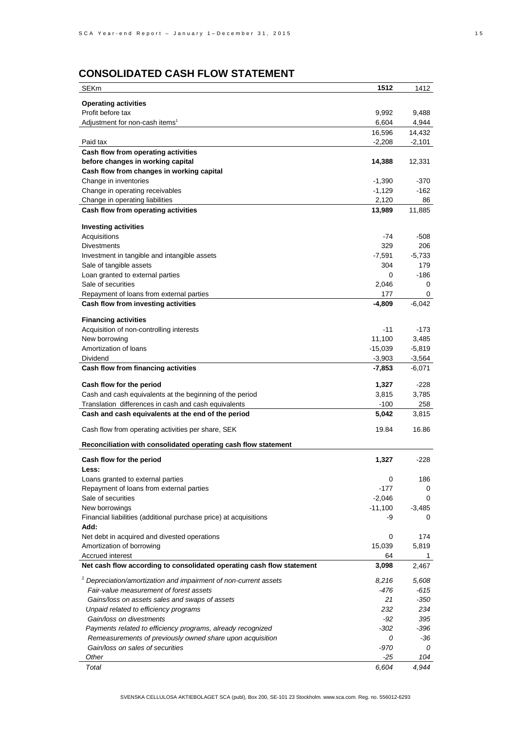## CONSOLIDATED CASH FLOW STATEMENT

| SEKm | **1512** | 1412 |
|---|---|---|
| **Operating activities** | | |
| Profit before tax | 9,992 | 9,488 |
| Adjustment for non-cash items[1] | 6,604 | 4,944 |
| | 16,596 | 14,432 |
| Paid tax | -2,208 | -2,101 |
| **Cash flow from operating activities** | | |
| **before changes in working capital** | **14,388** | 12,331 |
| **Cash flow from changes in working capital** | | |
| Change in inventories | -1,390 | -370 |
| Change in operating receivables | -1,129 | -162 |
| Change in operating liabilities | 2,120 | 86 |
| **Cash flow from operating activities** | **13,989** | 11,885 |
| | | |
| **Investing activities** | | |
| Acquisitions | -74 | -508 |
| Divestments | 329 | 206 |
| Investment in tangible and intangible assets | -7,591 | -5,733 |
| Sale of tangible assets | 304 | 179 |
| Loan granted to external parties | 0 | -186 |
| Sale of securities | 2,046 | 0 |
| Repayment of loans from external parties | 177 | 0 |
| **Cash flow from investing activities** | **-4,809** | -6,042 |
| | | |
| **Financing activities** | | |
| Acquisition of non-controlling interests | -11 | -173 |
| New borrowing | 11,100 | 3,485 |
| Amortization of loans | -15,039 | -5,819 |
| Dividend | -3,903 | -3,564 |
| **Cash flow from financing activities** | **-7,853** | -6,071 |
| | | |
| **Cash flow for the period** | **1,327** | -228 |
| Cash and cash equivalents at the beginning of the period | 3,815 | 3,785 |
| Translation differences in cash and cash equivalents | -100 | 258 |
| **Cash and cash equivalents at the end of the period** | **5,042** | 3,815 |
| | | |
| Cash flow from operating activities per share, SEK | 19.84 | 16.86 |
| | | |
| **Reconciliation with consolidated operating cash flow statement** | | |
| | | |
| **Cash flow for the period** | **1,327** | -228 |
| **Less:** | | |
| Loans granted to external parties | 0 | 186 |
| Repayment of loans from external parties | -177 | 0 |
| Sale of securities | -2,046 | 0 |
| New borrowings | -11,100 | -3,485 |
| Financial liabilities (additional purchase price) at acquisitions | -9 | 0 |
| **Add:** | | |
| Net debt in acquired and divested operations | 0 | 174 |
| Amortization of borrowing | 15,039 | 5,819 |
| Accrued interest | 64 | 1 |
| **Net cash flow according to consolidated operating cash flow statement** | **3,098** | 2,467 |
| | | |
| *[1] Depreciation/amortization and impairment of non-current assets* | *8,216* | *5,608* |
| *Fair-value measurement of forest assets* | *-476* | *-615* |
| *Gains/loss on assets sales and swaps of assets* | *21* | *-350* |
| *Unpaid related to efficiency programs* | *232* | *234* |
| *Gain/loss on divestments* | *-92* | *395* |
| *Payments related to efficiency programs, already recognized* | *-302* | *-396* |
| *Remeasurements of previously owned share upon acquisition* | *0* | *-36* |
| *Gain/loss on sales of securities* | *-970* | *0* |
| *Other* | *-25* | *104* |
| *Total* | *6,604* | *4,944* |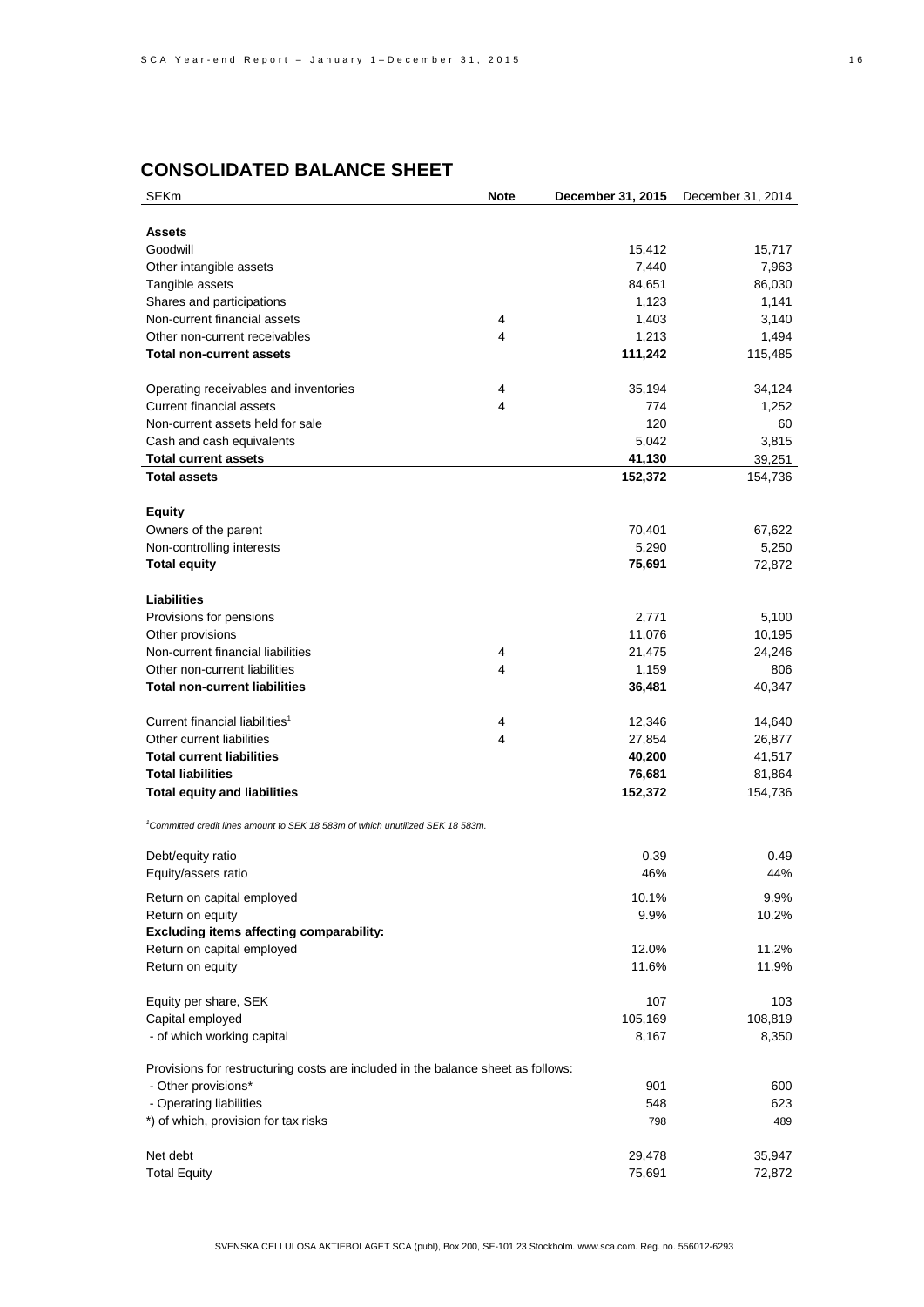## CONSOLIDATED BALANCE SHEET

| SEKm | Note | December 31, 2015 | December 31, 2014 |
|---|---|---|---|
| **Assets** | | | |
| Goodwill | | 15,412 | 15,717 |
| Other intangible assets | | 7,440 | 7,963 |
| Tangible assets | | 84,651 | 86,030 |
| Shares and participations | | 1,123 | 1,141 |
| Non-current financial assets | 4 | 1,403 | 3,140 |
| Other non-current receivables | 4 | 1,213 | 1,494 |
| **Total non-current assets** | | **111,242** | 115,485 |
| Operating receivables and inventories | 4 | 35,194 | 34,124 |
| Current financial assets | 4 | 774 | 1,252 |
| Non-current assets held for sale | | 120 | 60 |
| Cash and cash equivalents | | 5,042 | 3,815 |
| **Total current assets** | | **41,130** | 39,251 |
| **Total assets** | | **152,372** | 154,736 |
| **Equity** | | | |
| Owners of the parent | | 70,401 | 67,622 |
| Non-controlling interests | | 5,290 | 5,250 |
| **Total equity** | | **75,691** | 72,872 |
| **Liabilities** | | | |
| Provisions for pensions | | 2,771 | 5,100 |
| Other provisions | | 11,076 | 10,195 |
| Non-current financial liabilities | 4 | 21,475 | 24,246 |
| Other non-current liabilities | 4 | 1,159 | 806 |
| **Total non-current liabilities** | | **36,481** | 40,347 |
| Current financial liabilities[1] | 4 | 12,346 | 14,640 |
| Other current liabilities | 4 | 27,854 | 26,877 |
| **Total current liabilities** | | **40,200** | 41,517 |
| **Total liabilities** | | **76,681** | 81,864 |
| **Total equity and liabilities** | | **152,372** | 154,736 |

*[1]Committed credit lines amount to SEK 18 583m of which unutilized SEK 18 583m.*

| | | December 31, 2015 | December 31, 2014 |
|---|---|---|---|
| Debt/equity ratio | | 0.39 | 0.49 |
| Equity/assets ratio | | 46% | 44% |
| Return on capital employed | | 10.1% | 9.9% |
| Return on equity | | 9.9% | 10.2% |
| **Excluding items affecting comparability:** | | | |
| Return on capital employed | | 12.0% | 11.2% |
| Return on equity | | 11.6% | 11.9% |
| Equity per share, SEK | | 107 | 103 |
| Capital employed | | 105,169 | 108,819 |
| - of which working capital | | 8,167 | 8,350 |
| Provisions for restructuring costs are included in the balance sheet as follows: | | | |
| - Other provisions* | | 901 | 600 |
| - Operating liabilities | | 548 | 623 |
| *) of which, provision for tax risks | | 798 | 489 |
| Net debt | | 29,478 | 35,947 |
| Total Equity | | 75,691 | 72,872 |

SVENSKA CELLULOSA AKTIEBOLAGET SCA (publ), Box 200, SE-101 23 Stockholm. www.sca.com. Reg. no. 556012-6293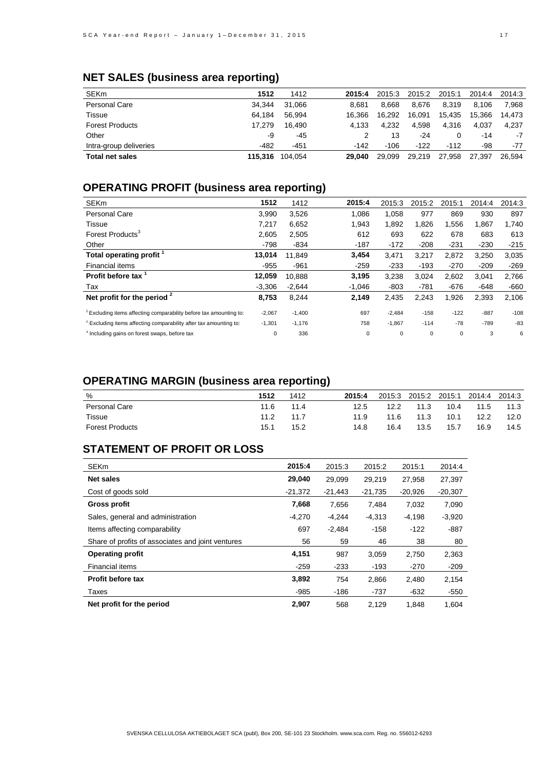## NET SALES (business area reporting)

| SEKm | 1512 | 1412 | 2015:4 | 2015:3 | 2015:2 | 2015:1 | 2014:4 | 2014:3 |
|---|---|---|---|---|---|---|---|---|
| Personal Care | 34,344 | 31,066 | 8,681 | 8,668 | 8,676 | 8,319 | 8,106 | 7,968 |
| Tissue | 64,184 | 56,994 | 16,366 | 16,292 | 16,091 | 15,435 | 15,366 | 14,473 |
| Forest Products | 17,279 | 16,490 | 4,133 | 4,232 | 4,598 | 4,316 | 4,037 | 4,237 |
| Other | -9 | -45 | 2 | 13 | -24 | 0 | -14 | -7 |
| Intra-group deliveries | -482 | -451 | -142 | -106 | -122 | -112 | -98 | -77 |
| **Total net sales** | **115,316** | 104,054 | **29,040** | 29,099 | 29,219 | 27,958 | 27,397 | 26,594 |

## OPERATING PROFIT (business area reporting)

| SEKm | 1512 | 1412 | 2015:4 | 2015:3 | 2015:2 | 2015:1 | 2014:4 | 2014:3 |
|---|---|---|---|---|---|---|---|---|
| Personal Care | 3,990 | 3,526 | 1,086 | 1,058 | 977 | 869 | 930 | 897 |
| Tissue | 7,217 | 6,652 | 1,943 | 1,892 | 1,826 | 1,556 | 1,867 | 1,740 |
| Forest Products[3] | 2,605 | 2,505 | 612 | 693 | 622 | 678 | 683 | 613 |
| Other | -798 | -834 | -187 | -172 | -208 | -231 | -230 | -215 |
| **Total operating profit [1]** | **13,014** | 11,849 | **3,454** | 3,471 | 3,217 | 2,872 | 3,250 | 3,035 |
| Financial items | -955 | -961 | -259 | -233 | -193 | -270 | -209 | -269 |
| **Profit before tax [1]** | **12,059** | 10,888 | **3,195** | 3,238 | 3,024 | 2,602 | 3,041 | 2,766 |
| Tax | -3,306 | -2,644 | -1,046 | -803 | -781 | -676 | -648 | -660 |
| **Net profit for the period [2]** | **8,753** | 8,244 | **2,149** | 2,435 | 2,243 | 1,926 | 2,393 | 2,106 |
| [1] Excluding items affecting comparability before tax amounting to: | -2,067 | -1,400 | 697 | -2,484 | -158 | -122 | -887 | -108 |
| [2] Excluding items affecting comparability after tax amounting to: | -1,301 | -1,176 | 758 | -1,867 | -114 | -78 | -789 | -83 |
| [3] Including gains on forest swaps, before tax | 0 | 336 | 0 | 0 | 0 | 0 | 3 | 6 |

## OPERATING MARGIN (business area reporting)

| % | 1512 | 1412 | 2015:4 | 2015:3 | 2015:2 | 2015:1 | 2014:4 | 2014:3 |
|---|---|---|---|---|---|---|---|---|
| Personal Care | 11.6 | 11.4 | 12.5 | 12.2 | 11.3 | 10.4 | 11.5 | 11.3 |
| Tissue | 11.2 | 11.7 | 11.9 | 11.6 | 11.3 | 10.1 | 12.2 | 12.0 |
| Forest Products | 15.1 | 15.2 | 14.8 | 16.4 | 13.5 | 15.7 | 16.9 | 14.5 |

## STATEMENT OF PROFIT OR LOSS

| SEKm | 2015:4 | 2015:3 | 2015:2 | 2015:1 | 2014:4 |
|---|---|---|---|---|---|
| **Net sales** | **29,040** | 29,099 | 29,219 | 27,958 | 27,397 |
| Cost of goods sold | -21,372 | -21,443 | -21,735 | -20,926 | -20,307 |
| **Gross profit** | **7,668** | 7,656 | 7,484 | 7,032 | 7,090 |
| Sales, general and administration | -4,270 | -4,244 | -4,313 | -4,198 | -3,920 |
| Items affecting comparability | 697 | -2,484 | -158 | -122 | -887 |
| Share of profits of associates and joint ventures | 56 | 59 | 46 | 38 | 80 |
| **Operating profit** | **4,151** | 987 | 3,059 | 2,750 | 2,363 |
| Financial items | -259 | -233 | -193 | -270 | -209 |
| **Profit before tax** | **3,892** | 754 | 2,866 | 2,480 | 2,154 |
| Taxes | -985 | -186 | -737 | -632 | -550 |
| **Net profit for the period** | **2,907** | 568 | 2,129 | 1,848 | 1,604 |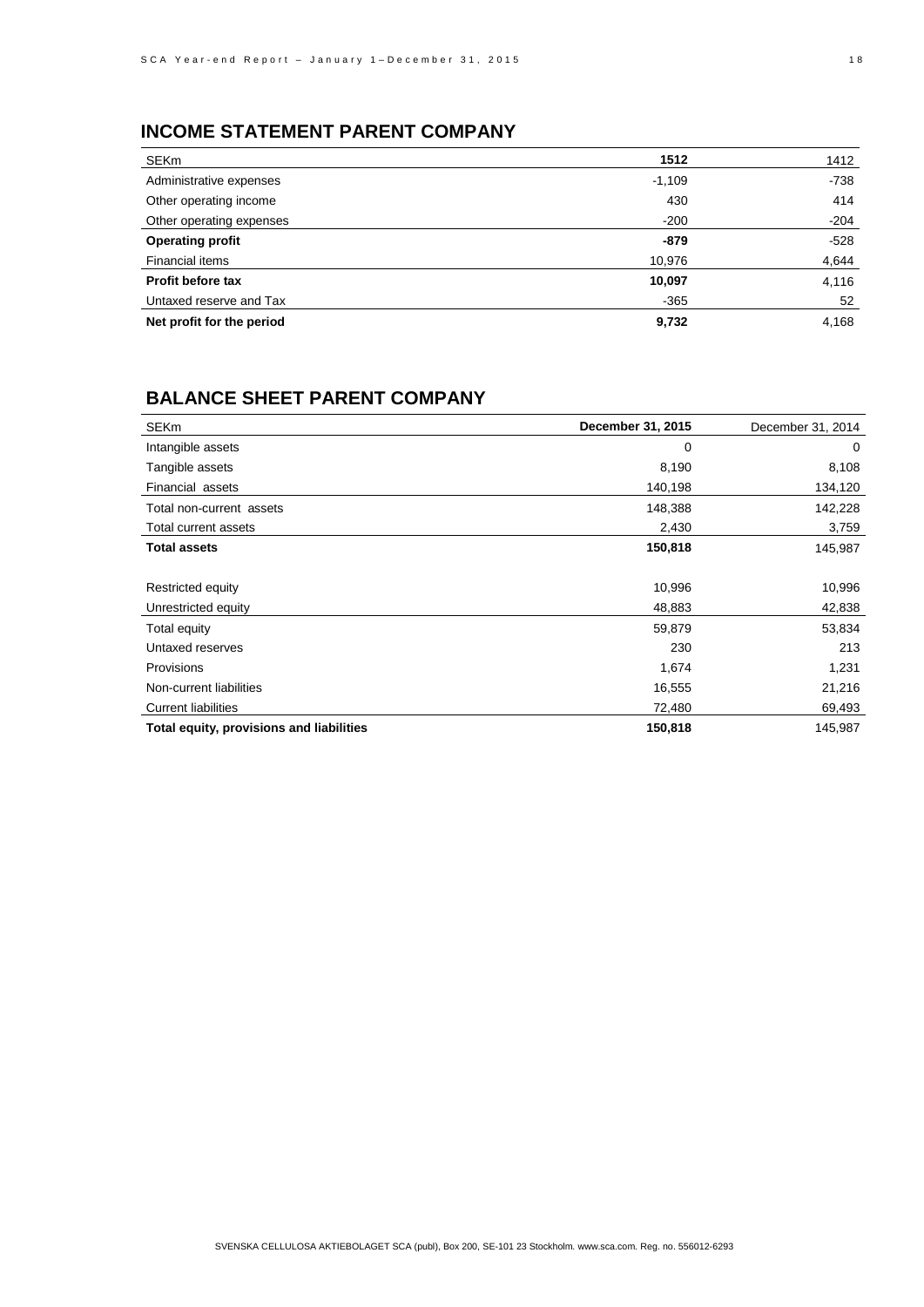## INCOME STATEMENT PARENT COMPANY

| SEKm | 1512 | 1412 |
|---|---|---|
| Administrative expenses | -1,109 | -738 |
| Other operating income | 430 | 414 |
| Other operating expenses | -200 | -204 |
| **Operating profit** | **-879** | -528 |
| Financial items | 10,976 | 4,644 |
| **Profit before tax** | **10,097** | 4,116 |
| Untaxed reserve and Tax | -365 | 52 |
| **Net profit for the period** | **9,732** | 4,168 |

## BALANCE SHEET PARENT COMPANY

| SEKm | December 31, 2015 | December 31, 2014 |
|---|---|---|
| Intangible assets | 0 | 0 |
| Tangible assets | 8,190 | 8,108 |
| Financial assets | 140,198 | 134,120 |
| Total non-current assets | 148,388 | 142,228 |
| Total current assets | 2,430 | 3,759 |
| **Total assets** | **150,818** | 145,987 |
| | | |
| Restricted equity | 10,996 | 10,996 |
| Unrestricted equity | 48,883 | 42,838 |
| Total equity | 59,879 | 53,834 |
| Untaxed reserves | 230 | 213 |
| Provisions | 1,674 | 1,231 |
| Non-current liabilities | 16,555 | 21,216 |
| Current liabilities | 72,480 | 69,493 |
| **Total equity, provisions and liabilities** | **150,818** | 145,987 |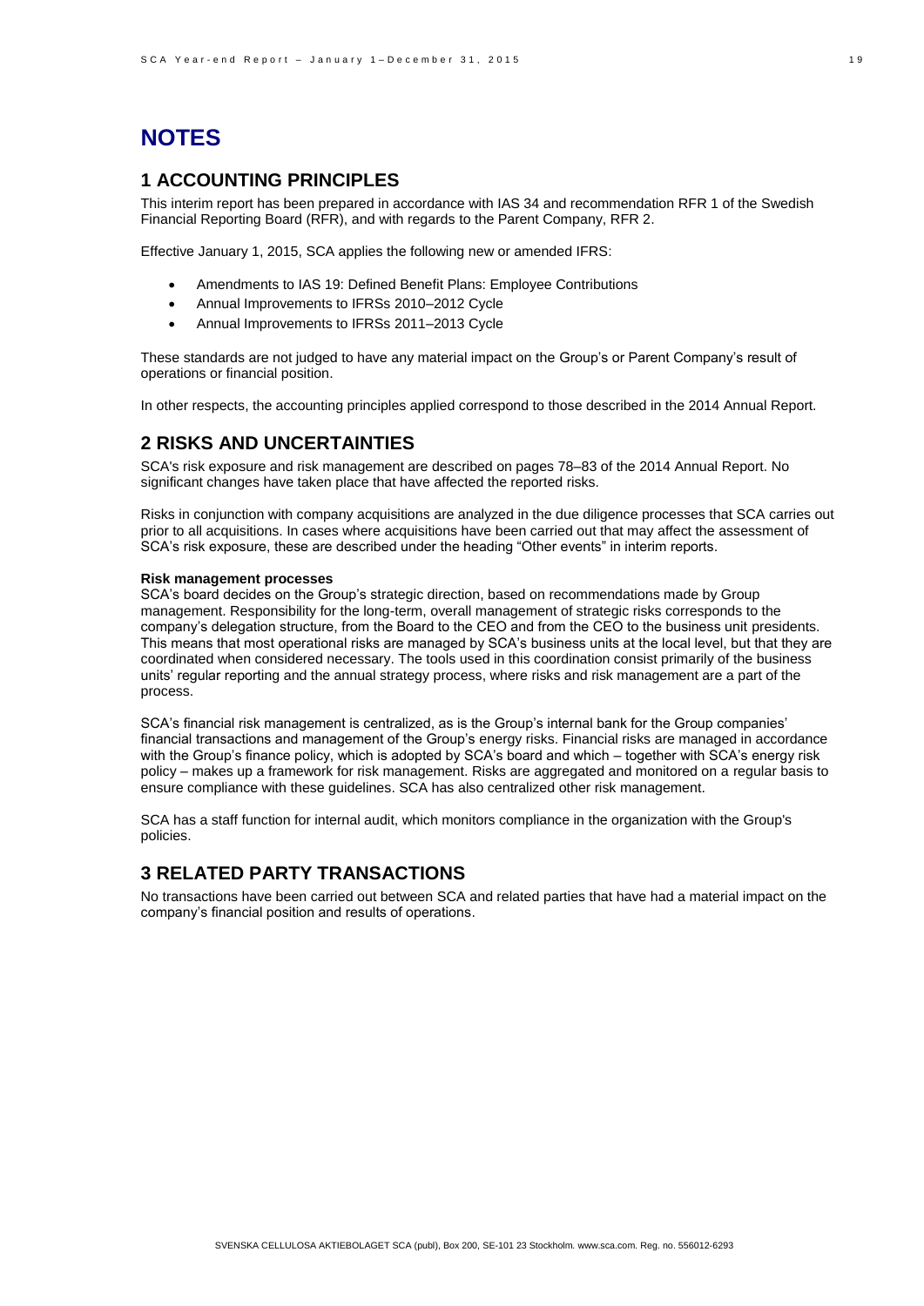# NOTES

## 1 ACCOUNTING PRINCIPLES

This interim report has been prepared in accordance with IAS 34 and recommendation RFR 1 of the Swedish Financial Reporting Board (RFR), and with regards to the Parent Company, RFR 2.

Effective January 1, 2015, SCA applies the following new or amended IFRS:

- Amendments to IAS 19: Defined Benefit Plans: Employee Contributions
- Annual Improvements to IFRSs 2010–2012 Cycle
- Annual Improvements to IFRSs 2011–2013 Cycle

These standards are not judged to have any material impact on the Group's or Parent Company's result of operations or financial position.

In other respects, the accounting principles applied correspond to those described in the 2014 Annual Report.

## 2 RISKS AND UNCERTAINTIES

SCA's risk exposure and risk management are described on pages 78–83 of the 2014 Annual Report. No significant changes have taken place that have affected the reported risks.

Risks in conjunction with company acquisitions are analyzed in the due diligence processes that SCA carries out prior to all acquisitions. In cases where acquisitions have been carried out that may affect the assessment of SCA's risk exposure, these are described under the heading "Other events" in interim reports.

**Risk management processes**

SCA's board decides on the Group's strategic direction, based on recommendations made by Group management. Responsibility for the long-term, overall management of strategic risks corresponds to the company's delegation structure, from the Board to the CEO and from the CEO to the business unit presidents. This means that most operational risks are managed by SCA's business units at the local level, but that they are coordinated when considered necessary. The tools used in this coordination consist primarily of the business units' regular reporting and the annual strategy process, where risks and risk management are a part of the process.

SCA's financial risk management is centralized, as is the Group's internal bank for the Group companies' financial transactions and management of the Group's energy risks. Financial risks are managed in accordance with the Group's finance policy, which is adopted by SCA's board and which – together with SCA's energy risk policy – makes up a framework for risk management. Risks are aggregated and monitored on a regular basis to ensure compliance with these guidelines. SCA has also centralized other risk management.

SCA has a staff function for internal audit, which monitors compliance in the organization with the Group's policies.

## 3 RELATED PARTY TRANSACTIONS

No transactions have been carried out between SCA and related parties that have had a material impact on the company's financial position and results of operations.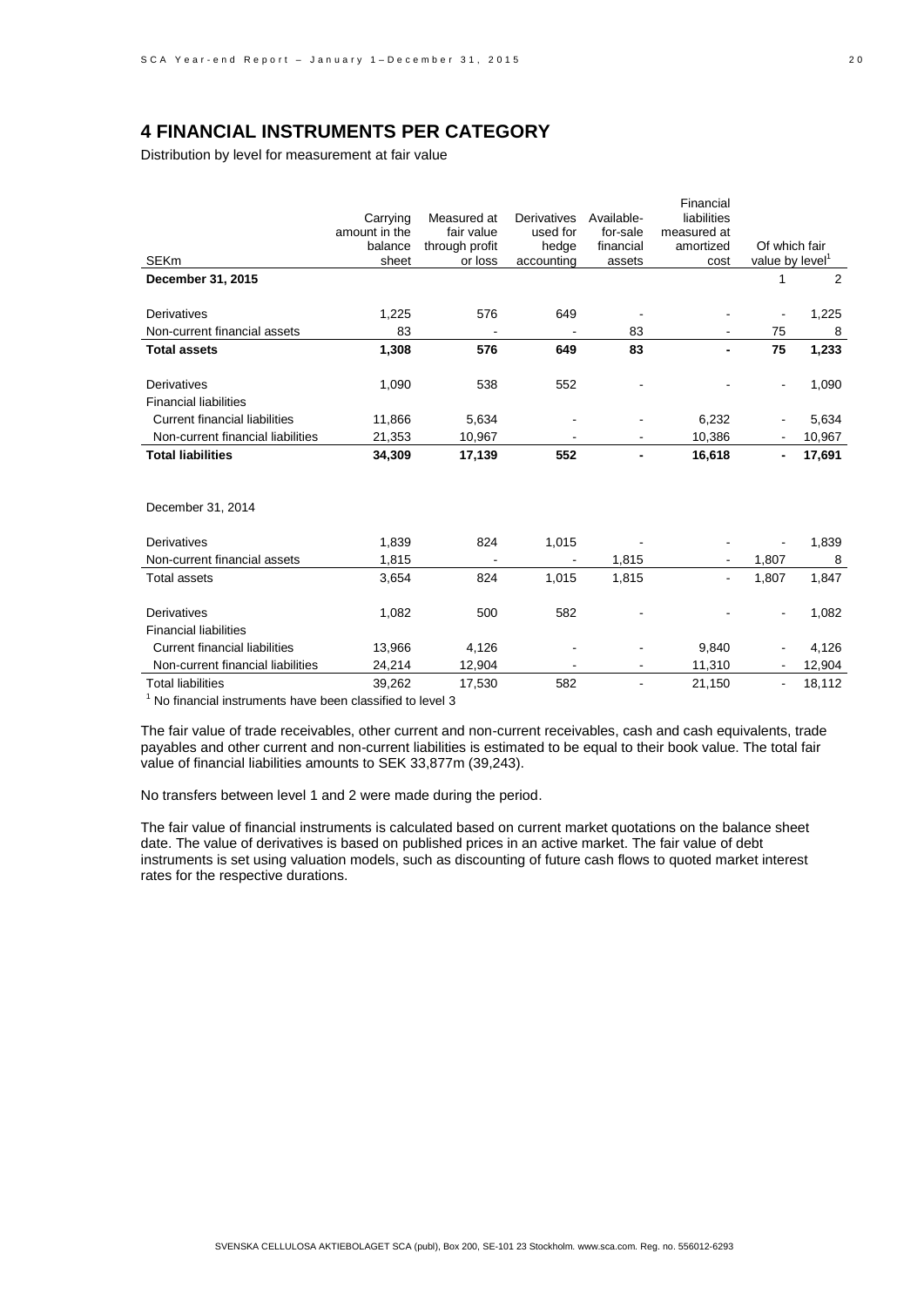# 4 FINANCIAL INSTRUMENTS PER CATEGORY

Distribution by level for measurement at fair value

| SEKm | Carrying amount in the balance sheet | Measured at fair value through profit or loss | Derivatives used for hedge accounting | Available-for-sale financial assets | Financial liabilities measured at amortized cost | Of which fair value by level[1] | |
|---|---|---|---|---|---|---|---|
| **December 31, 2015** | | | | | | 1 | 2 |
| Derivatives | 1,225 | 576 | 649 | - | - | - | 1,225 |
| Non-current financial assets | 83 | - | - | 83 | - | 75 | 8 |
| **Total assets** | **1,308** | **576** | **649** | **83** | **-** | **75** | **1,233** |
| Derivatives | 1,090 | 538 | 552 | - | - | - | 1,090 |
| Financial liabilities | | | | | | | |
| Current financial liabilities | 11,866 | 5,634 | - | - | 6,232 | - | 5,634 |
| Non-current financial liabilities | 21,353 | 10,967 | - | - | 10,386 | - | 10,967 |
| **Total liabilities** | **34,309** | **17,139** | **552** | **-** | **16,618** | **-** | **17,691** |
| December 31, 2014 | | | | | | | |
| Derivatives | 1,839 | 824 | 1,015 | - | - | - | 1,839 |
| Non-current financial assets | 1,815 | - | - | 1,815 | - | 1,807 | 8 |
| Total assets | 3,654 | 824 | 1,015 | 1,815 | - | 1,807 | 1,847 |
| Derivatives | 1,082 | 500 | 582 | - | - | - | 1,082 |
| Financial liabilities | | | | | | | |
| Current financial liabilities | 13,966 | 4,126 | - | - | 9,840 | - | 4,126 |
| Non-current financial liabilities | 24,214 | 12,904 | - | - | 11,310 | - | 12,904 |
| Total liabilities | 39,262 | 17,530 | 582 | - | 21,150 | - | 18,112 |

[1] No financial instruments have been classified to level 3

The fair value of trade receivables, other current and non-current receivables, cash and cash equivalents, trade payables and other current and non-current liabilities is estimated to be equal to their book value. The total fair value of financial liabilities amounts to SEK 33,877m (39,243).

No transfers between level 1 and 2 were made during the period.

The fair value of financial instruments is calculated based on current market quotations on the balance sheet date. The value of derivatives is based on published prices in an active market. The fair value of debt instruments is set using valuation models, such as discounting of future cash flows to quoted market interest rates for the respective durations.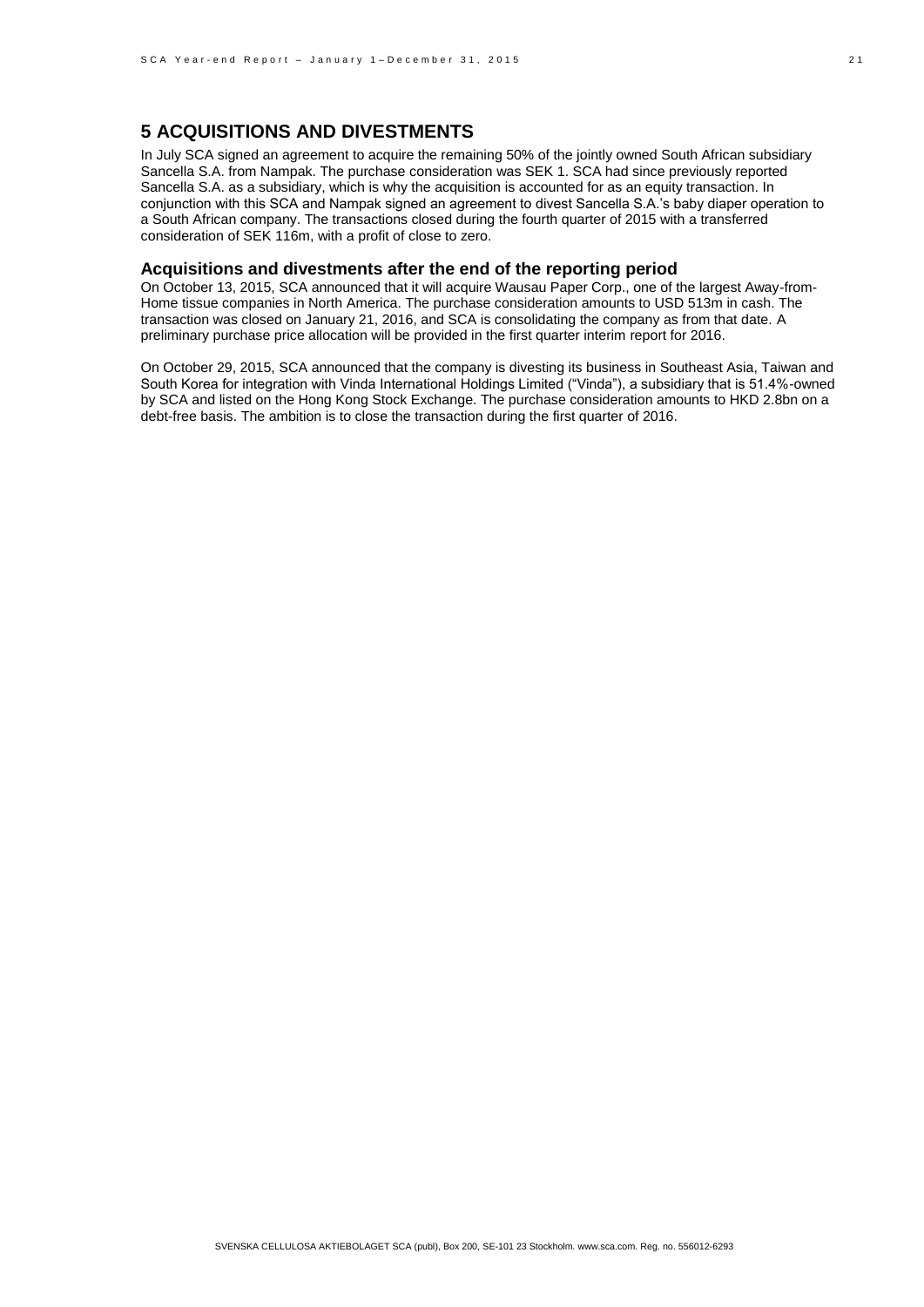## 5 ACQUISITIONS AND DIVESTMENTS

In July SCA signed an agreement to acquire the remaining 50% of the jointly owned South African subsidiary Sancella S.A. from Nampak. The purchase consideration was SEK 1. SCA had since previously reported Sancella S.A. as a subsidiary, which is why the acquisition is accounted for as an equity transaction. In conjunction with this SCA and Nampak signed an agreement to divest Sancella S.A.'s baby diaper operation to a South African company. The transactions closed during the fourth quarter of 2015 with a transferred consideration of SEK 116m, with a profit of close to zero.

### Acquisitions and divestments after the end of the reporting period

On October 13, 2015, SCA announced that it will acquire Wausau Paper Corp., one of the largest Away-from-Home tissue companies in North America. The purchase consideration amounts to USD 513m in cash. The transaction was closed on January 21, 2016, and SCA is consolidating the company as from that date. A preliminary purchase price allocation will be provided in the first quarter interim report for 2016.

On October 29, 2015, SCA announced that the company is divesting its business in Southeast Asia, Taiwan and South Korea for integration with Vinda International Holdings Limited ("Vinda"), a subsidiary that is 51.4%-owned by SCA and listed on the Hong Kong Stock Exchange. The purchase consideration amounts to HKD 2.8bn on a debt-free basis. The ambition is to close the transaction during the first quarter of 2016.